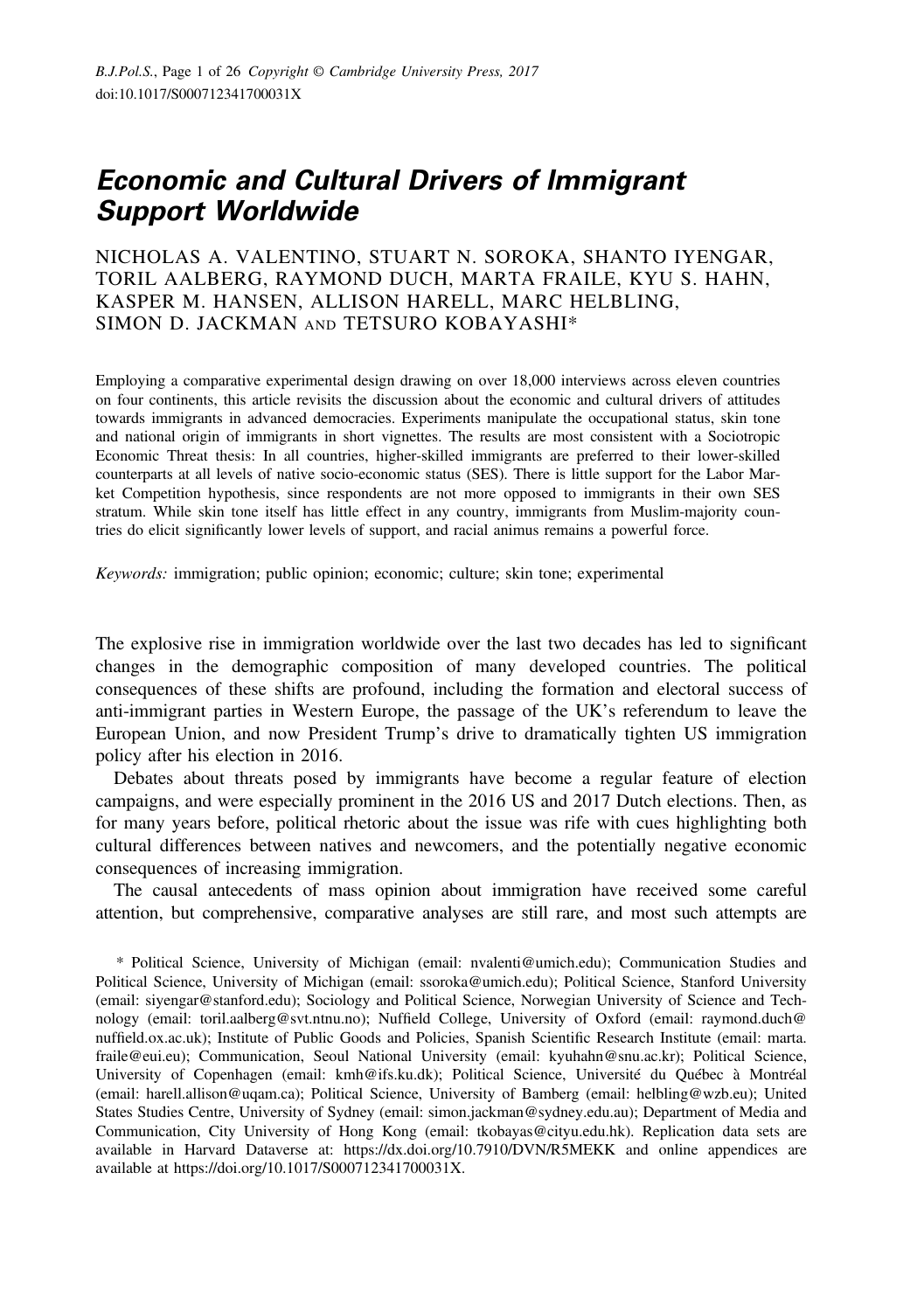# *Economic and Cultural Drivers of Immigrant Support Worldwide*

NICHOLAS A. VALENTINO, STUART N. SOROKA, SHANTO IYENGAR, TORIL AALBERG, RAYMOND DUCH, MARTA FRAILE, KYU S. HAHN, KASPER M. HANSEN, ALLISON HARELL, MARC HELBLING, SIMON D. JACKMAN AND TETSURO KOBAYASHI*

Employing a comparative experimental design drawing on over 18,000 interviews across eleven countries on four continents, this article revisits the discussion about the economic and cultural drivers of attitudes towards immigrants in advanced democracies. Experiments manipulate the occupational status, skin tone and national origin of immigrants in short vignettes. The results are most consistent with a Sociotropic Economic Threat thesis: In all countries, higher-skilled immigrants are preferred to their lower-skilled counterparts at all levels of native socio-economic status (SES). There is little support for the Labor Market Competition hypothesis, since respondents are not more opposed to immigrants in their own SES stratum. While skin tone itself has little effect in any country, immigrants from Muslim-majority countries do elicit significantly lower levels of support, and racial animus remains a powerful force.

*Keywords:* immigration; public opinion; economic; culture; skin tone; experimental

The explosive rise in immigration worldwide over the last two decades has led to significant changes in the demographic composition of many developed countries. The political consequences of these shifts are profound, including the formation and electoral success of anti-immigrant parties in Western Europe, the passage of the UK's referendum to leave the European Union, and now President Trump's drive to dramatically tighten US immigration policy after his election in 2016.

Debates about threats posed by immigrants have become a regular feature of election campaigns, and were especially prominent in the 2016 US and 2017 Dutch elections. Then, as for many years before, political rhetoric about the issue was rife with cues highlighting both cultural differences between natives and newcomers, and the potentially negative economic consequences of increasing immigration.

The causal antecedents of mass opinion about immigration have received some careful attention, but comprehensive, comparative analyses are still rare, and most such attempts are

\* Political Science, University of Michigan (email: nvalenti@umich.edu); Communication Studies and Political Science, University of Michigan (email: ssoroka@umich.edu); Political Science, Stanford University (email: siyengar@stanford.edu); Sociology and Political Science, Norwegian University of Science and Technology (email: toril.aalberg@svt.ntnu.no); Nuffield College, University of Oxford (email: raymond.duch@nuffield.ox.ac.uk); Institute of Public Goods and Policies, Spanish Scientific Research Institute (email: marta.fraile@eui.eu); Communication, Seoul National University (email: kyuhahn@snu.ac.kr); Political Science, University of Copenhagen (email: kmh@ifs.ku.dk); Political Science, Université du Québec à Montréal (email: harell.allison@uqam.ca); Political Science, University of Bamberg (email: helbling@wzb.eu); United States Studies Centre, University of Sydney (email: simon.jackman@sydney.edu.au); Department of Media and Communication, City University of Hong Kong (email: tkobayas@cityu.edu.hk). Replication data sets are available in Harvard Dataverse at: https://dx.doi.org/10.7910/DVN/R5MEKK and online appendices are available at https://doi.org/10.1017/S000712341700031X.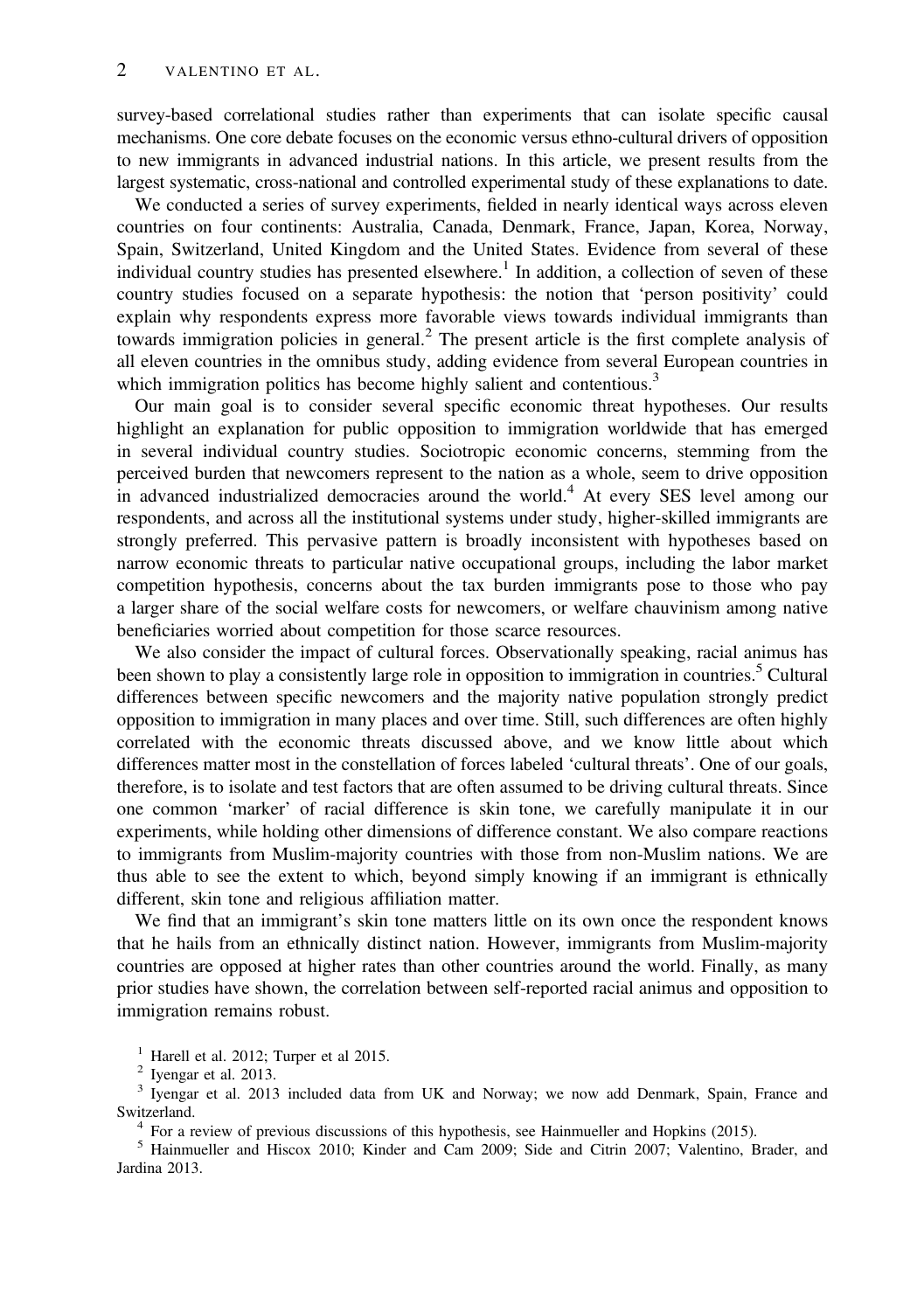survey-based correlational studies rather than experiments that can isolate specific causal mechanisms. One core debate focuses on the economic versus ethno-cultural drivers of opposition to new immigrants in advanced industrial nations. In this article, we present results from the largest systematic, cross-national and controlled experimental study of these explanations to date.

We conducted a series of survey experiments, fielded in nearly identical ways across eleven countries on four continents: Australia, Canada, Denmark, France, Japan, Korea, Norway, Spain, Switzerland, United Kingdom and the United States. Evidence from several of these individual country studies has presented elsewhere.[1] In addition, a collection of seven of these country studies focused on a separate hypothesis: the notion that 'person positivity' could explain why respondents express more favorable views towards individual immigrants than towards immigration policies in general.[2] The present article is the first complete analysis of all eleven countries in the omnibus study, adding evidence from several European countries in which immigration politics has become highly salient and contentious.[3]

Our main goal is to consider several specific economic threat hypotheses. Our results highlight an explanation for public opposition to immigration worldwide that has emerged in several individual country studies. Sociotropic economic concerns, stemming from the perceived burden that newcomers represent to the nation as a whole, seem to drive opposition in advanced industrialized democracies around the world.[4] At every SES level among our respondents, and across all the institutional systems under study, higher-skilled immigrants are strongly preferred. This pervasive pattern is broadly inconsistent with hypotheses based on narrow economic threats to particular native occupational groups, including the labor market competition hypothesis, concerns about the tax burden immigrants pose to those who pay a larger share of the social welfare costs for newcomers, or welfare chauvinism among native beneficiaries worried about competition for those scarce resources.

We also consider the impact of cultural forces. Observationally speaking, racial animus has been shown to play a consistently large role in opposition to immigration in countries.[5] Cultural differences between specific newcomers and the majority native population strongly predict opposition to immigration in many places and over time. Still, such differences are often highly correlated with the economic threats discussed above, and we know little about which differences matter most in the constellation of forces labeled 'cultural threats'. One of our goals, therefore, is to isolate and test factors that are often assumed to be driving cultural threats. Since one common 'marker' of racial difference is skin tone, we carefully manipulate it in our experiments, while holding other dimensions of difference constant. We also compare reactions to immigrants from Muslim-majority countries with those from non-Muslim nations. We are thus able to see the extent to which, beyond simply knowing if an immigrant is ethnically different, skin tone and religious affiliation matter.

We find that an immigrant's skin tone matters little on its own once the respondent knows that he hails from an ethnically distinct nation. However, immigrants from Muslim-majority countries are opposed at higher rates than other countries around the world. Finally, as many prior studies have shown, the correlation between self-reported racial animus and opposition to immigration remains robust.

[1] Harell et al. 2012; Turper et al 2015.

[2] Iyengar et al. 2013.

[3] Iyengar et al. 2013 included data from UK and Norway; we now add Denmark, Spain, France and Switzerland.

[4] For a review of previous discussions of this hypothesis, see Hainmueller and Hopkins (2015).

[5] Hainmueller and Hiscox 2010; Kinder and Cam 2009; Side and Citrin 2007; Valentino, Brader, and Jardina 2013.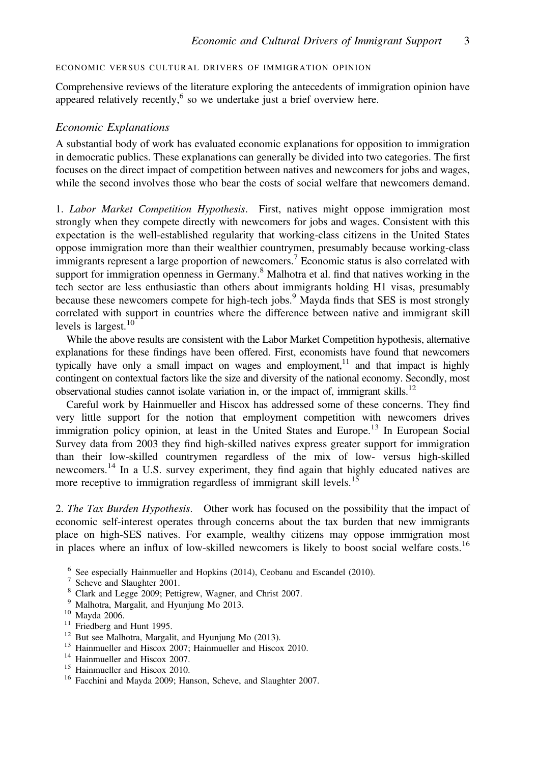## ECONOMIC VERSUS CULTURAL DRIVERS OF IMMIGRATION OPINION

Comprehensive reviews of the literature exploring the antecedents of immigration opinion have appeared relatively recently,[6] so we undertake just a brief overview here.

### *Economic Explanations*

A substantial body of work has evaluated economic explanations for opposition to immigration in democratic publics. These explanations can generally be divided into two categories. The first focuses on the direct impact of competition between natives and newcomers for jobs and wages, while the second involves those who bear the costs of social welfare that newcomers demand.

1. *Labor Market Competition Hypothesis*. First, natives might oppose immigration most strongly when they compete directly with newcomers for jobs and wages. Consistent with this expectation is the well-established regularity that working-class citizens in the United States oppose immigration more than their wealthier countrymen, presumably because working-class immigrants represent a large proportion of newcomers.[7] Economic status is also correlated with support for immigration openness in Germany.[8] Malhotra et al. find that natives working in the tech sector are less enthusiastic than others about immigrants holding H1 visas, presumably because these newcomers compete for high-tech jobs.[9] Mayda finds that SES is most strongly correlated with support in countries where the difference between native and immigrant skill levels is largest.[10]

While the above results are consistent with the Labor Market Competition hypothesis, alternative explanations for these findings have been offered. First, economists have found that newcomers typically have only a small impact on wages and employment,[11] and that impact is highly contingent on contextual factors like the size and diversity of the national economy. Secondly, most observational studies cannot isolate variation in, or the impact of, immigrant skills.[12]

Careful work by Hainmueller and Hiscox has addressed some of these concerns. They find very little support for the notion that employment competition with newcomers drives immigration policy opinion, at least in the United States and Europe.[13] In European Social Survey data from 2003 they find high-skilled natives express greater support for immigration than their low-skilled countrymen regardless of the mix of low- versus high-skilled newcomers.[14] In a U.S. survey experiment, they find again that highly educated natives are more receptive to immigration regardless of immigrant skill levels.[15]

2. *The Tax Burden Hypothesis*. Other work has focused on the possibility that the impact of economic self-interest operates through concerns about the tax burden that new immigrants place on high-SES natives. For example, wealthy citizens may oppose immigration most in places where an influx of low-skilled newcomers is likely to boost social welfare costs.[16]

[6] See especially Hainmueller and Hopkins (2014), Ceobanu and Escandel (2010).

[7] Scheve and Slaughter 2001.

[8] Clark and Legge 2009; Pettigrew, Wagner, and Christ 2007.

[9] Malhotra, Margalit, and Hyunjung Mo 2013.

[10] Mayda 2006.

[11] Friedberg and Hunt 1995.

[12] But see Malhotra, Margalit, and Hyunjung Mo (2013).

[13] Hainmueller and Hiscox 2007; Hainmueller and Hiscox 2010.

[14] Hainmueller and Hiscox 2007.

[15] Hainmueller and Hiscox 2010.

[16] Facchini and Mayda 2009; Hanson, Scheve, and Slaughter 2007.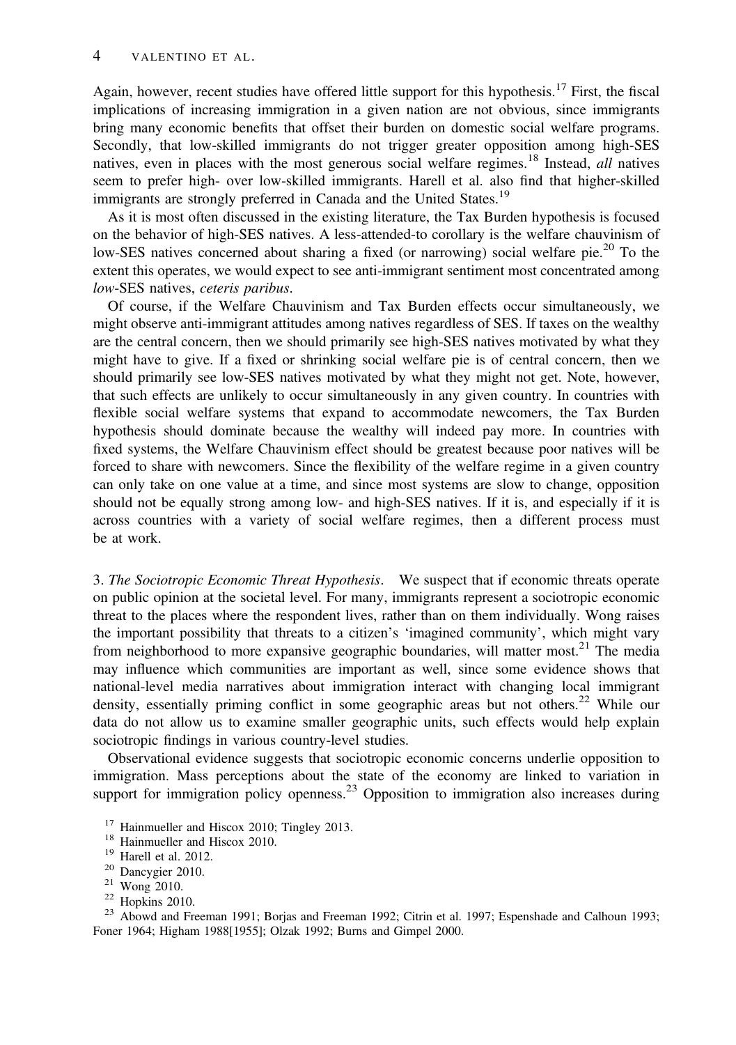Again, however, recent studies have offered little support for this hypothesis.[17] First, the fiscal implications of increasing immigration in a given nation are not obvious, since immigrants bring many economic benefits that offset their burden on domestic social welfare programs. Secondly, that low-skilled immigrants do not trigger greater opposition among high-SES natives, even in places with the most generous social welfare regimes.[18] Instead, *all* natives seem to prefer high- over low-skilled immigrants. Harell et al. also find that higher-skilled immigrants are strongly preferred in Canada and the United States.[19]

As it is most often discussed in the existing literature, the Tax Burden hypothesis is focused on the behavior of high-SES natives. A less-attended-to corollary is the welfare chauvinism of low-SES natives concerned about sharing a fixed (or narrowing) social welfare pie.[20] To the extent this operates, we would expect to see anti-immigrant sentiment most concentrated among *low*-SES natives, *ceteris paribus*.

Of course, if the Welfare Chauvinism and Tax Burden effects occur simultaneously, we might observe anti-immigrant attitudes among natives regardless of SES. If taxes on the wealthy are the central concern, then we should primarily see high-SES natives motivated by what they might have to give. If a fixed or shrinking social welfare pie is of central concern, then we should primarily see low-SES natives motivated by what they might not get. Note, however, that such effects are unlikely to occur simultaneously in any given country. In countries with flexible social welfare systems that expand to accommodate newcomers, the Tax Burden hypothesis should dominate because the wealthy will indeed pay more. In countries with fixed systems, the Welfare Chauvinism effect should be greatest because poor natives will be forced to share with newcomers. Since the flexibility of the welfare regime in a given country can only take on one value at a time, and since most systems are slow to change, opposition should not be equally strong among low- and high-SES natives. If it is, and especially if it is across countries with a variety of social welfare regimes, then a different process must be at work.

3. *The Sociotropic Economic Threat Hypothesis*. We suspect that if economic threats operate on public opinion at the societal level. For many, immigrants represent a sociotropic economic threat to the places where the respondent lives, rather than on them individually. Wong raises the important possibility that threats to a citizen's 'imagined community', which might vary from neighborhood to more expansive geographic boundaries, will matter most.[21] The media may influence which communities are important as well, since some evidence shows that national-level media narratives about immigration interact with changing local immigrant density, essentially priming conflict in some geographic areas but not others.[22] While our data do not allow us to examine smaller geographic units, such effects would help explain sociotropic findings in various country-level studies.

Observational evidence suggests that sociotropic economic concerns underlie opposition to immigration. Mass perceptions about the state of the economy are linked to variation in support for immigration policy openness.[23] Opposition to immigration also increases during

[17] Hainmueller and Hiscox 2010; Tingley 2013.

[18] Hainmueller and Hiscox 2010.

[19] Harell et al. 2012.

[20] Dancygier 2010.

[21] Wong 2010.

[22] Hopkins 2010.

[23] Abowd and Freeman 1991; Borjas and Freeman 1992; Citrin et al. 1997; Espenshade and Calhoun 1993; Foner 1964; Higham 1988[1955]; Olzak 1992; Burns and Gimpel 2000.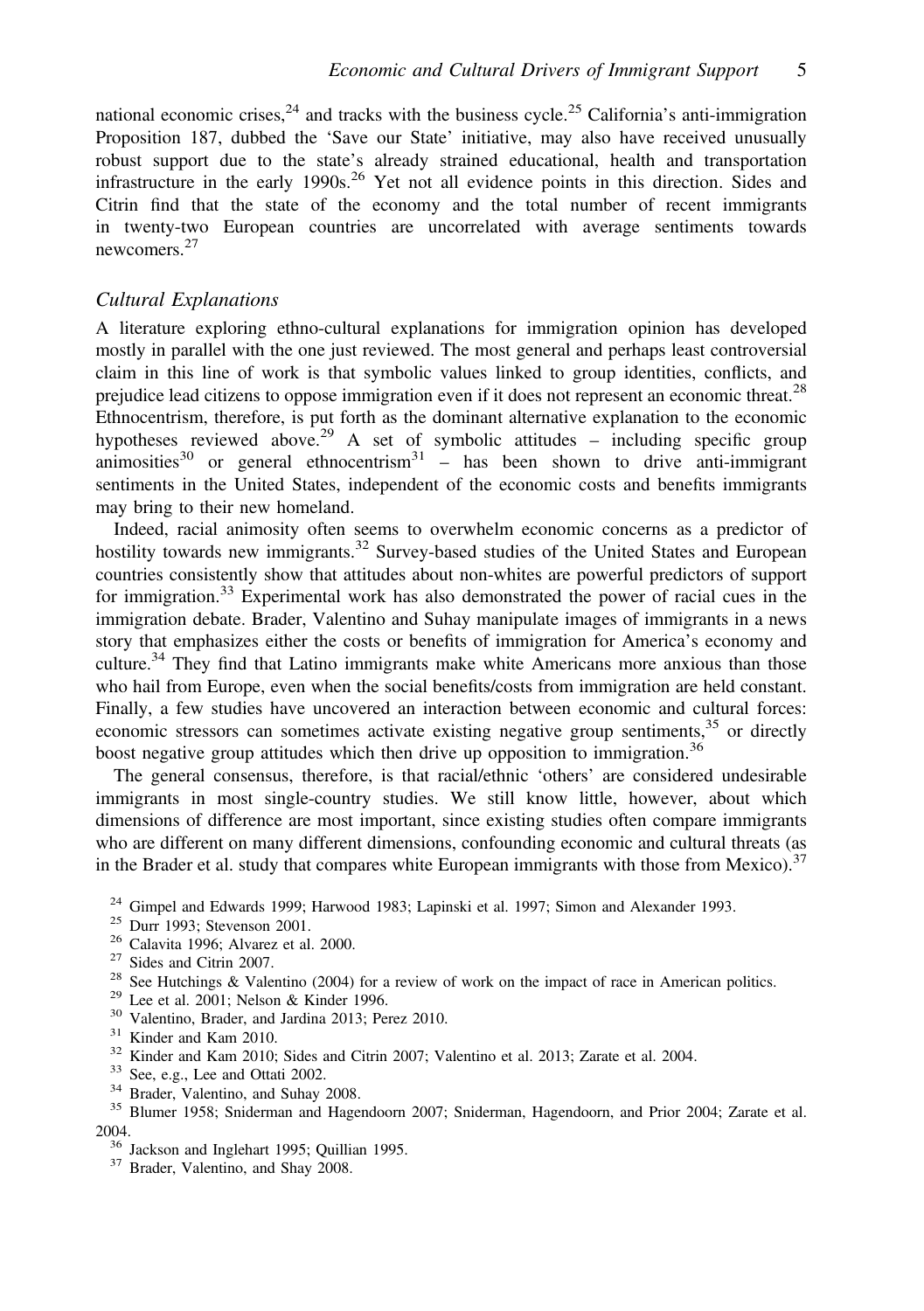national economic crises,[24] and tracks with the business cycle.[25] California's anti-immigration Proposition 187, dubbed the 'Save our State' initiative, may also have received unusually robust support due to the state's already strained educational, health and transportation infrastructure in the early 1990s.[26] Yet not all evidence points in this direction. Sides and Citrin find that the state of the economy and the total number of recent immigrants in twenty-two European countries are uncorrelated with average sentiments towards newcomers.[27]

### *Cultural Explanations*

A literature exploring ethno-cultural explanations for immigration opinion has developed mostly in parallel with the one just reviewed. The most general and perhaps least controversial claim in this line of work is that symbolic values linked to group identities, conflicts, and prejudice lead citizens to oppose immigration even if it does not represent an economic threat.[28] Ethnocentrism, therefore, is put forth as the dominant alternative explanation to the economic hypotheses reviewed above.[29] A set of symbolic attitudes – including specific group animosities[30] or general ethnocentrism[31] – has been shown to drive anti-immigrant sentiments in the United States, independent of the economic costs and benefits immigrants may bring to their new homeland.

Indeed, racial animosity often seems to overwhelm economic concerns as a predictor of hostility towards new immigrants.[32] Survey-based studies of the United States and European countries consistently show that attitudes about non-whites are powerful predictors of support for immigration.[33] Experimental work has also demonstrated the power of racial cues in the immigration debate. Brader, Valentino and Suhay manipulate images of immigrants in a news story that emphasizes either the costs or benefits of immigration for America's economy and culture.[34] They find that Latino immigrants make white Americans more anxious than those who hail from Europe, even when the social benefits/costs from immigration are held constant. Finally, a few studies have uncovered an interaction between economic and cultural forces: economic stressors can sometimes activate existing negative group sentiments,[35] or directly boost negative group attitudes which then drive up opposition to immigration.[36]

The general consensus, therefore, is that racial/ethnic 'others' are considered undesirable immigrants in most single-country studies. We still know little, however, about which dimensions of difference are most important, since existing studies often compare immigrants who are different on many different dimensions, confounding economic and cultural threats (as in the Brader et al. study that compares white European immigrants with those from Mexico).[37]

[24] Gimpel and Edwards 1999; Harwood 1983; Lapinski et al. 1997; Simon and Alexander 1993.

[25] Durr 1993; Stevenson 2001.

[26] Calavita 1996; Alvarez et al. 2000.

[27] Sides and Citrin 2007.

[28] See Hutchings & Valentino (2004) for a review of work on the impact of race in American politics.

[29] Lee et al. 2001; Nelson & Kinder 1996.

[30] Valentino, Brader, and Jardina 2013; Perez 2010.

[31] Kinder and Kam 2010.

[32] Kinder and Kam 2010; Sides and Citrin 2007; Valentino et al. 2013; Zarate et al. 2004.

[33] See, e.g., Lee and Ottati 2002.

[34] Brader, Valentino, and Suhay 2008.

[35] Blumer 1958; Sniderman and Hagendoorn 2007; Sniderman, Hagendoorn, and Prior 2004; Zarate et al. 2004.

[36] Jackson and Inglehart 1995; Quillian 1995.

[37] Brader, Valentino, and Shay 2008.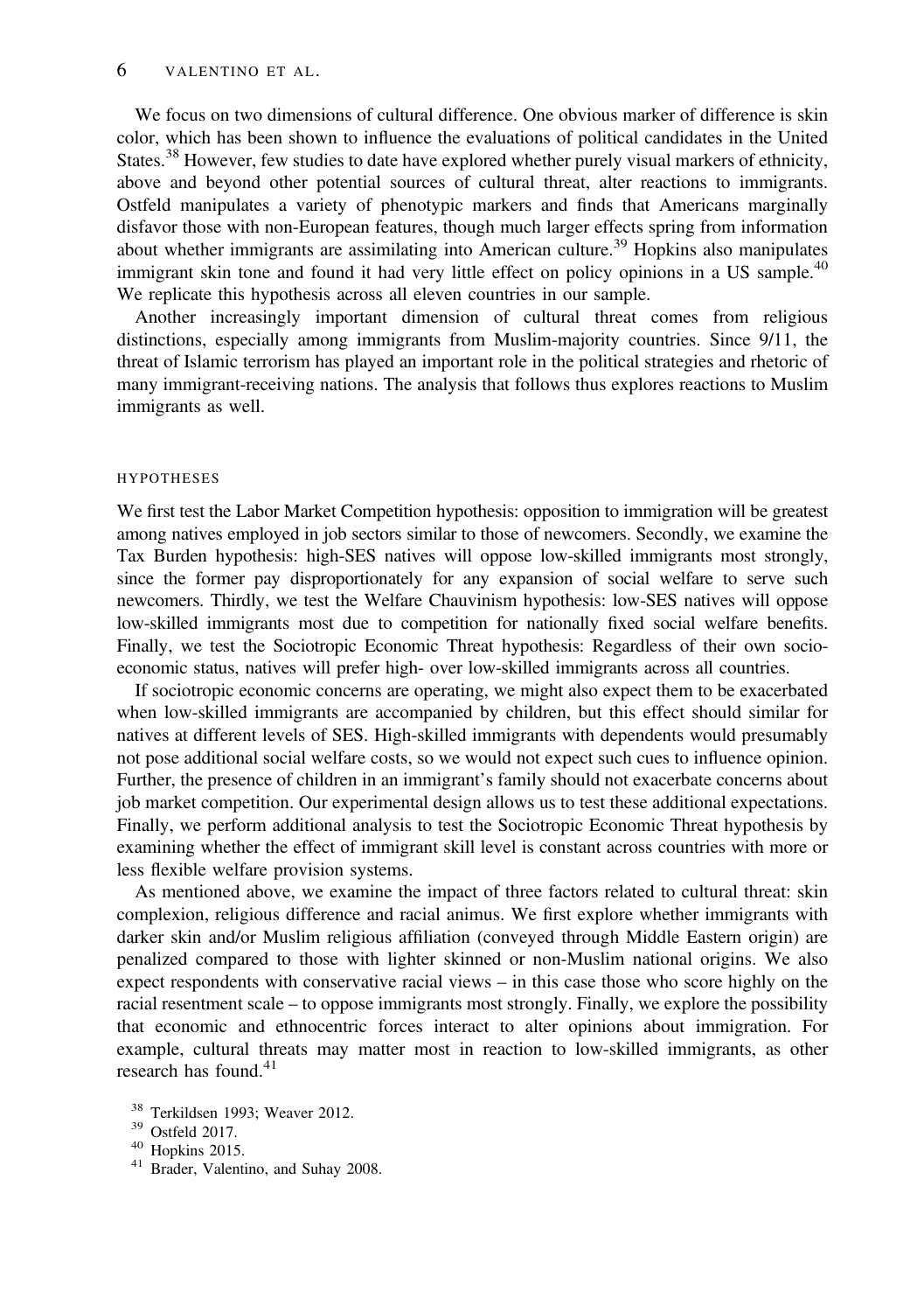We focus on two dimensions of cultural difference. One obvious marker of difference is skin color, which has been shown to influence the evaluations of political candidates in the United States.[38] However, few studies to date have explored whether purely visual markers of ethnicity, above and beyond other potential sources of cultural threat, alter reactions to immigrants. Ostfeld manipulates a variety of phenotypic markers and finds that Americans marginally disfavor those with non-European features, though much larger effects spring from information about whether immigrants are assimilating into American culture.[39] Hopkins also manipulates immigrant skin tone and found it had very little effect on policy opinions in a US sample.[40] We replicate this hypothesis across all eleven countries in our sample.

Another increasingly important dimension of cultural threat comes from religious distinctions, especially among immigrants from Muslim-majority countries. Since 9/11, the threat of Islamic terrorism has played an important role in the political strategies and rhetoric of many immigrant-receiving nations. The analysis that follows thus explores reactions to Muslim immigrants as well.

### HYPOTHESES

We first test the Labor Market Competition hypothesis: opposition to immigration will be greatest among natives employed in job sectors similar to those of newcomers. Secondly, we examine the Tax Burden hypothesis: high-SES natives will oppose low-skilled immigrants most strongly, since the former pay disproportionately for any expansion of social welfare to serve such newcomers. Thirdly, we test the Welfare Chauvinism hypothesis: low-SES natives will oppose low-skilled immigrants most due to competition for nationally fixed social welfare benefits. Finally, we test the Sociotropic Economic Threat hypothesis: Regardless of their own socio-economic status, natives will prefer high- over low-skilled immigrants across all countries.

If sociotropic economic concerns are operating, we might also expect them to be exacerbated when low-skilled immigrants are accompanied by children, but this effect should similar for natives at different levels of SES. High-skilled immigrants with dependents would presumably not pose additional social welfare costs, so we would not expect such cues to influence opinion. Further, the presence of children in an immigrant's family should not exacerbate concerns about job market competition. Our experimental design allows us to test these additional expectations. Finally, we perform additional analysis to test the Sociotropic Economic Threat hypothesis by examining whether the effect of immigrant skill level is constant across countries with more or less flexible welfare provision systems.

As mentioned above, we examine the impact of three factors related to cultural threat: skin complexion, religious difference and racial animus. We first explore whether immigrants with darker skin and/or Muslim religious affiliation (conveyed through Middle Eastern origin) are penalized compared to those with lighter skinned or non-Muslim national origins. We also expect respondents with conservative racial views – in this case those who score highly on the racial resentment scale – to oppose immigrants most strongly. Finally, we explore the possibility that economic and ethnocentric forces interact to alter opinions about immigration. For example, cultural threats may matter most in reaction to low-skilled immigrants, as other research has found.[41]

[38] Terkildsen 1993; Weaver 2012.

[39] Ostfeld 2017.

[40] Hopkins 2015.

[41] Brader, Valentino, and Suhay 2008.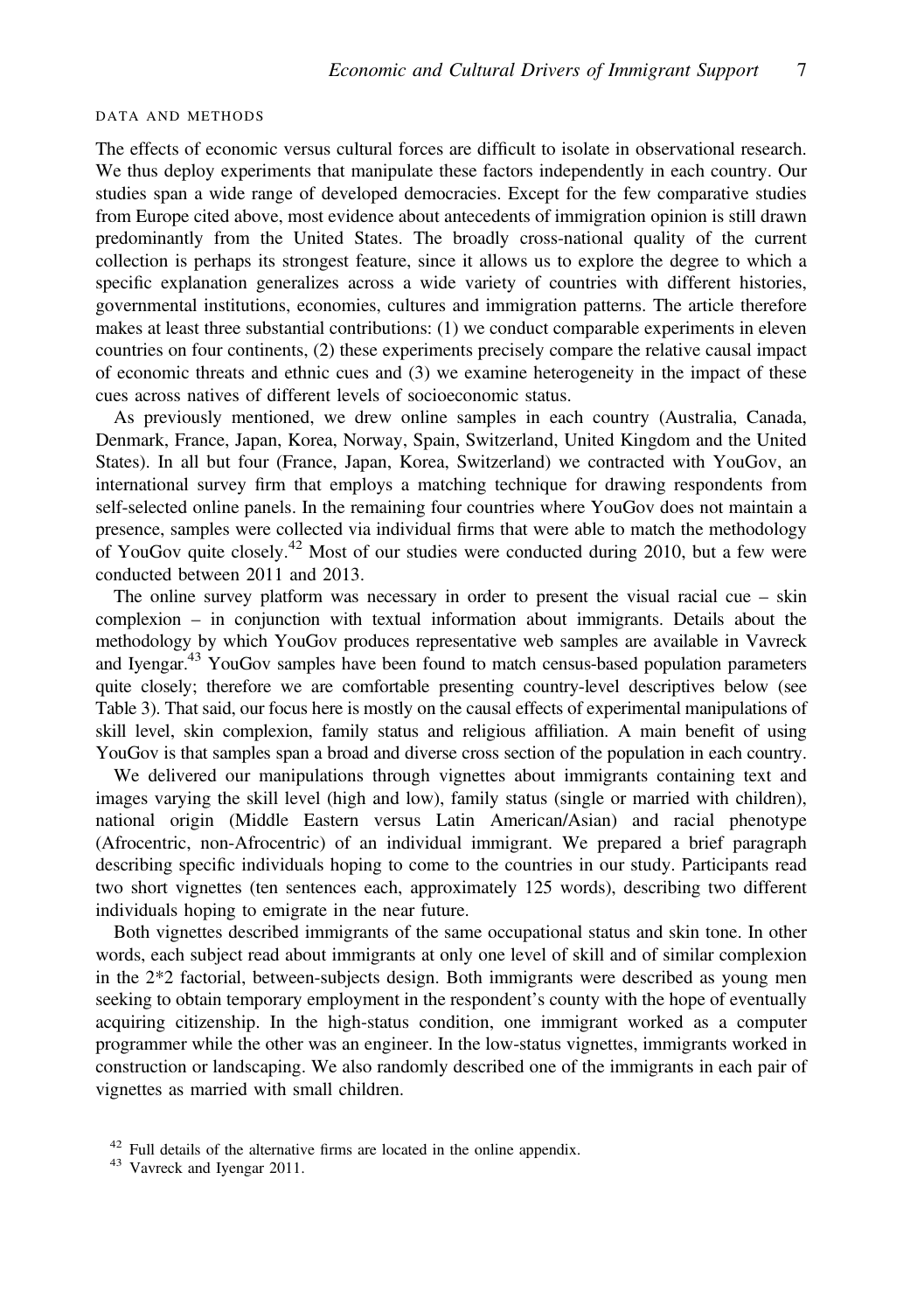## DATA AND METHODS

The effects of economic versus cultural forces are difficult to isolate in observational research. We thus deploy experiments that manipulate these factors independently in each country. Our studies span a wide range of developed democracies. Except for the few comparative studies from Europe cited above, most evidence about antecedents of immigration opinion is still drawn predominantly from the United States. The broadly cross-national quality of the current collection is perhaps its strongest feature, since it allows us to explore the degree to which a specific explanation generalizes across a wide variety of countries with different histories, governmental institutions, economies, cultures and immigration patterns. The article therefore makes at least three substantial contributions: (1) we conduct comparable experiments in eleven countries on four continents, (2) these experiments precisely compare the relative causal impact of economic threats and ethnic cues and (3) we examine heterogeneity in the impact of these cues across natives of different levels of socioeconomic status.

As previously mentioned, we drew online samples in each country (Australia, Canada, Denmark, France, Japan, Korea, Norway, Spain, Switzerland, United Kingdom and the United States). In all but four (France, Japan, Korea, Switzerland) we contracted with YouGov, an international survey firm that employs a matching technique for drawing respondents from self-selected online panels. In the remaining four countries where YouGov does not maintain a presence, samples were collected via individual firms that were able to match the methodology of YouGov quite closely.[42] Most of our studies were conducted during 2010, but a few were conducted between 2011 and 2013.

The online survey platform was necessary in order to present the visual racial cue – skin complexion – in conjunction with textual information about immigrants. Details about the methodology by which YouGov produces representative web samples are available in Vavreck and Iyengar.[43] YouGov samples have been found to match census-based population parameters quite closely; therefore we are comfortable presenting country-level descriptives below (see Table 3). That said, our focus here is mostly on the causal effects of experimental manipulations of skill level, skin complexion, family status and religious affiliation. A main benefit of using YouGov is that samples span a broad and diverse cross section of the population in each country.

We delivered our manipulations through vignettes about immigrants containing text and images varying the skill level (high and low), family status (single or married with children), national origin (Middle Eastern versus Latin American/Asian) and racial phenotype (Afrocentric, non-Afrocentric) of an individual immigrant. We prepared a brief paragraph describing specific individuals hoping to come to the countries in our study. Participants read two short vignettes (ten sentences each, approximately 125 words), describing two different individuals hoping to emigrate in the near future.

Both vignettes described immigrants of the same occupational status and skin tone. In other words, each subject read about immigrants at only one level of skill and of similar complexion in the 2*2 factorial, between-subjects design. Both immigrants were described as young men seeking to obtain temporary employment in the respondent's county with the hope of eventually acquiring citizenship. In the high-status condition, one immigrant worked as a computer programmer while the other was an engineer. In the low-status vignettes, immigrants worked in construction or landscaping. We also randomly described one of the immigrants in each pair of vignettes as married with small children.

[42] Full details of the alternative firms are located in the online appendix.

[43] Vavreck and Iyengar 2011.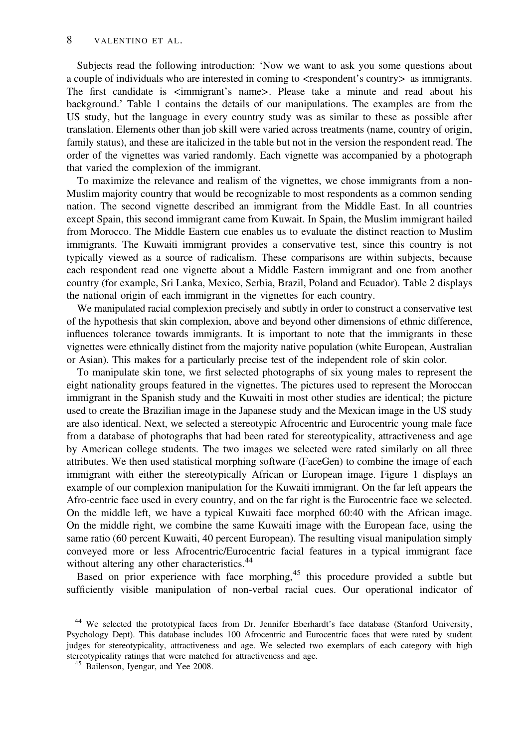Subjects read the following introduction: 'Now we want to ask you some questions about a couple of individuals who are interested in coming to <respondent's country> as immigrants. The first candidate is <immigrant's name>. Please take a minute and read about his background.' Table 1 contains the details of our manipulations. The examples are from the US study, but the language in every country study was as similar to these as possible after translation. Elements other than job skill were varied across treatments (name, country of origin, family status), and these are italicized in the table but not in the version the respondent read. The order of the vignettes was varied randomly. Each vignette was accompanied by a photograph that varied the complexion of the immigrant.

To maximize the relevance and realism of the vignettes, we chose immigrants from a non-Muslim majority country that would be recognizable to most respondents as a common sending nation. The second vignette described an immigrant from the Middle East. In all countries except Spain, this second immigrant came from Kuwait. In Spain, the Muslim immigrant hailed from Morocco. The Middle Eastern cue enables us to evaluate the distinct reaction to Muslim immigrants. The Kuwaiti immigrant provides a conservative test, since this country is not typically viewed as a source of radicalism. These comparisons are within subjects, because each respondent read one vignette about a Middle Eastern immigrant and one from another country (for example, Sri Lanka, Mexico, Serbia, Brazil, Poland and Ecuador). Table 2 displays the national origin of each immigrant in the vignettes for each country.

We manipulated racial complexion precisely and subtly in order to construct a conservative test of the hypothesis that skin complexion, above and beyond other dimensions of ethnic difference, influences tolerance towards immigrants. It is important to note that the immigrants in these vignettes were ethnically distinct from the majority native population (white European, Australian or Asian). This makes for a particularly precise test of the independent role of skin color.

To manipulate skin tone, we first selected photographs of six young males to represent the eight nationality groups featured in the vignettes. The pictures used to represent the Moroccan immigrant in the Spanish study and the Kuwaiti in most other studies are identical; the picture used to create the Brazilian image in the Japanese study and the Mexican image in the US study are also identical. Next, we selected a stereotypic Afrocentric and Eurocentric young male face from a database of photographs that had been rated for stereotypicality, attractiveness and age by American college students. The two images we selected were rated similarly on all three attributes. We then used statistical morphing software (FaceGen) to combine the image of each immigrant with either the stereotypically African or European image. Figure 1 displays an example of our complexion manipulation for the Kuwaiti immigrant. On the far left appears the Afro-centric face used in every country, and on the far right is the Eurocentric face we selected. On the middle left, we have a typical Kuwaiti face morphed 60:40 with the African image. On the middle right, we combine the same Kuwaiti image with the European face, using the same ratio (60 percent Kuwaiti, 40 percent European). The resulting visual manipulation simply conveyed more or less Afrocentric/Eurocentric facial features in a typical immigrant face without altering any other characteristics.[44]

Based on prior experience with face morphing,[45] this procedure provided a subtle but sufficiently visible manipulation of non-verbal racial cues. Our operational indicator of

[44] We selected the prototypical faces from Dr. Jennifer Eberhardt's face database (Stanford University, Psychology Dept). This database includes 100 Afrocentric and Eurocentric faces that were rated by student judges for stereotypicality, attractiveness and age. We selected two exemplars of each category with high stereotypicality ratings that were matched for attractiveness and age.

[45] Bailenson, Iyengar, and Yee 2008.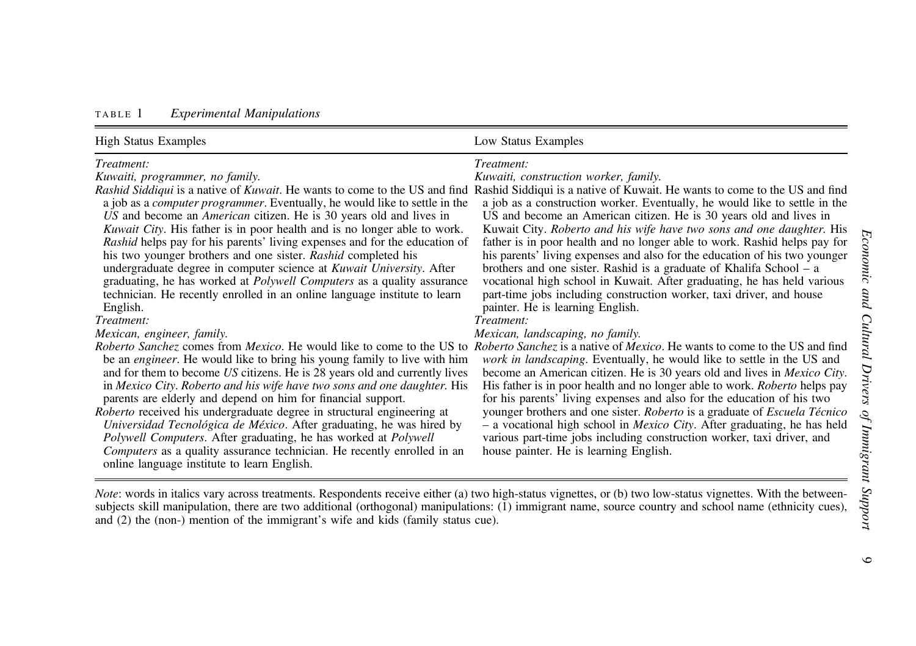TABLE 1 *Experimental Manipulations*

| High Status Examples | Low Status Examples |
|---|---|
| *Treatment:*<br>*Kuwaiti, programmer, no family.*<br>*Rashid Siddiqui* is a native of *Kuwait*. He wants to come to the US and find a job as a *computer programmer*. Eventually, he would like to settle in the *US* and become an *American* citizen. He is 30 years old and lives in *Kuwait City*. His father is in poor health and is no longer able to work. *Rashid* helps pay for his parents' living expenses and for the education of his two younger brothers and one sister. *Rashid* completed his undergraduate degree in computer science at *Kuwait University*. After graduating, he has worked at *Polywell Computers* as a quality assurance technician. He recently enrolled in an online language institute to learn English. | *Treatment:*<br>*Kuwaiti, construction worker, family.*<br>Rashid Siddiqui is a native of Kuwait. He wants to come to the US and find a job as a construction worker. Eventually, he would like to settle in the US and become an American citizen. He is 30 years old and lives in Kuwait City. *Roberto and his wife have two sons and one daughter.* His father is in poor health and no longer able to work. Rashid helps pay for his parents' living expenses and also for the education of his two younger brothers and one sister. Rashid is a graduate of Khalifa School – a vocational high school in Kuwait. After graduating, he has held various part-time jobs including construction worker, taxi driver, and house painter. He is learning English. |
| *Treatment:*<br>*Mexican, engineer, family.*<br>*Roberto Sanchez* comes from *Mexico*. He would like to come to the US to be an *engineer*. He would like to bring his young family to live with him and for them to become *US* citizens. He is 28 years old and currently lives in *Mexico City*. *Roberto and his wife have two sons and one daughter.* His parents are elderly and depend on him for financial support.<br>*Roberto* received his undergraduate degree in structural engineering at *Universidad Tecnológica de México*. After graduating, he was hired by *Polywell Computers*. After graduating, he has worked at *Polywell Computers* as a quality assurance technician. He recently enrolled in an online language institute to learn English. | *Treatment:*<br>*Mexican, landscaping, no family.*<br>*Roberto Sanchez* is a native of *Mexico*. He wants to come to the US and find *work in landscaping*. Eventually, he would like to settle in the US and become an American citizen. He is 30 years old and lives in *Mexico City*. His father is in poor health and no longer able to work. *Roberto* helps pay for his parents' living expenses and also for the education of his two younger brothers and one sister. *Roberto* is a graduate of *Escuela Técnico* – a vocational high school in *Mexico City*. After graduating, he has held various part-time jobs including construction worker, taxi driver, and house painter. He is learning English. |

*Note*: words in italics vary across treatments. Respondents receive either (a) two high-status vignettes, or (b) two low-status vignettes. With the between-subjects skill manipulation, there are two additional (orthogonal) manipulations: (1) immigrant name, source country and school name (ethnicity cues), and (2) the (non-) mention of the immigrant's wife and kids (family status cue).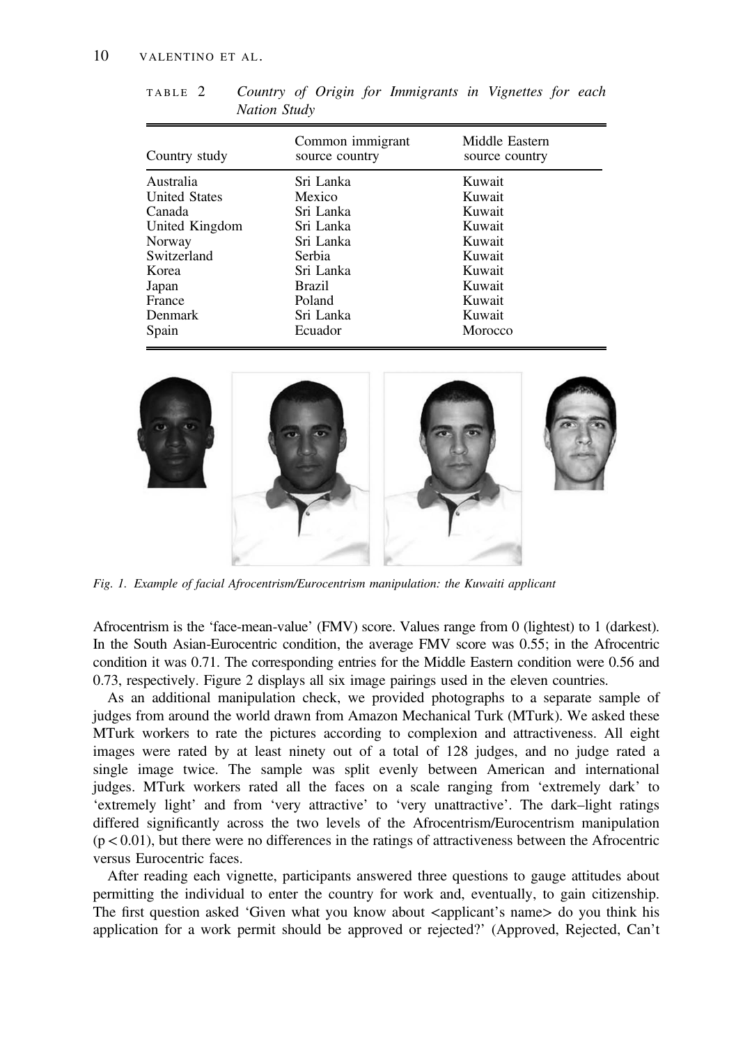TABLE 2 *Country of Origin for Immigrants in Vignettes for each Nation Study*

| Country study | Common immigrant source country | Middle Eastern source country |
|---|---|---|
| Australia | Sri Lanka | Kuwait |
| United States | Mexico | Kuwait |
| Canada | Sri Lanka | Kuwait |
| United Kingdom | Sri Lanka | Kuwait |
| Norway | Sri Lanka | Kuwait |
| Switzerland | Serbia | Kuwait |
| Korea | Sri Lanka | Kuwait |
| Japan | Brazil | Kuwait |
| France | Poland | Kuwait |
| Denmark | Sri Lanka | Kuwait |
| Spain | Ecuador | Morocco |

*Fig. 1. Example of facial Afrocentrism/Eurocentrism manipulation: the Kuwaiti applicant*

Afrocentrism is the 'face-mean-value' (FMV) score. Values range from 0 (lightest) to 1 (darkest). In the South Asian-Eurocentric condition, the average FMV score was 0.55; in the Afrocentric condition it was 0.71. The corresponding entries for the Middle Eastern condition were 0.56 and 0.73, respectively. Figure 2 displays all six image pairings used in the eleven countries.

As an additional manipulation check, we provided photographs to a separate sample of judges from around the world drawn from Amazon Mechanical Turk (MTurk). We asked these MTurk workers to rate the pictures according to complexion and attractiveness. All eight images were rated by at least ninety out of a total of 128 judges, and no judge rated a single image twice. The sample was split evenly between American and international judges. MTurk workers rated all the faces on a scale ranging from 'extremely dark' to 'extremely light' and from 'very attractive' to 'very unattractive'. The dark–light ratings differed significantly across the two levels of the Afrocentrism/Eurocentrism manipulation ($p < 0.01$), but there were no differences in the ratings of attractiveness between the Afrocentric versus Eurocentric faces.

After reading each vignette, participants answered three questions to gauge attitudes about permitting the individual to enter the country for work and, eventually, to gain citizenship. The first question asked 'Given what you know about <applicant's name> do you think his application for a work permit should be approved or rejected?' (Approved, Rejected, Can't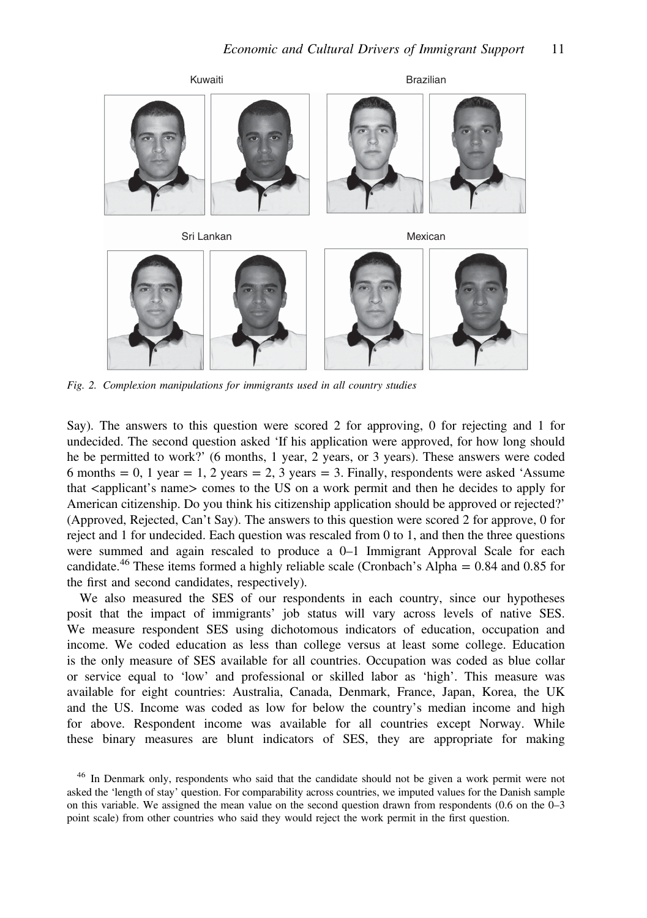Kuwaiti

Brazilian

Sri Lankan

Mexican

*Fig. 2. Complexion manipulations for immigrants used in all country studies*

Say). The answers to this question were scored 2 for approving, 0 for rejecting and 1 for undecided. The second question asked 'If his application were approved, for how long should he be permitted to work?' (6 months, 1 year, 2 years, or 3 years). These answers were coded 6 months = 0, 1 year = 1, 2 years = 2, 3 years = 3. Finally, respondents were asked 'Assume that <applicant's name> comes to the US on a work permit and then he decides to apply for American citizenship. Do you think his citizenship application should be approved or rejected?' (Approved, Rejected, Can't Say). The answers to this question were scored 2 for approve, 0 for reject and 1 for undecided. Each question was rescaled from 0 to 1, and then the three questions were summed and again rescaled to produce a 0–1 Immigrant Approval Scale for each candidate.[46] These items formed a highly reliable scale (Cronbach's Alpha = 0.84 and 0.85 for the first and second candidates, respectively).

We also measured the SES of our respondents in each country, since our hypotheses posit that the impact of immigrants' job status will vary across levels of native SES. We measure respondent SES using dichotomous indicators of education, occupation and income. We coded education as less than college versus at least some college. Education is the only measure of SES available for all countries. Occupation was coded as blue collar or service equal to 'low' and professional or skilled labor as 'high'. This measure was available for eight countries: Australia, Canada, Denmark, France, Japan, Korea, the UK and the US. Income was coded as low for below the country's median income and high for above. Respondent income was available for all countries except Norway. While these binary measures are blunt indicators of SES, they are appropriate for making

[46] In Denmark only, respondents who said that the candidate should not be given a work permit were not asked the 'length of stay' question. For comparability across countries, we imputed values for the Danish sample on this variable. We assigned the mean value on the second question drawn from respondents (0.6 on the 0–3 point scale) from other countries who said they would reject the work permit in the first question.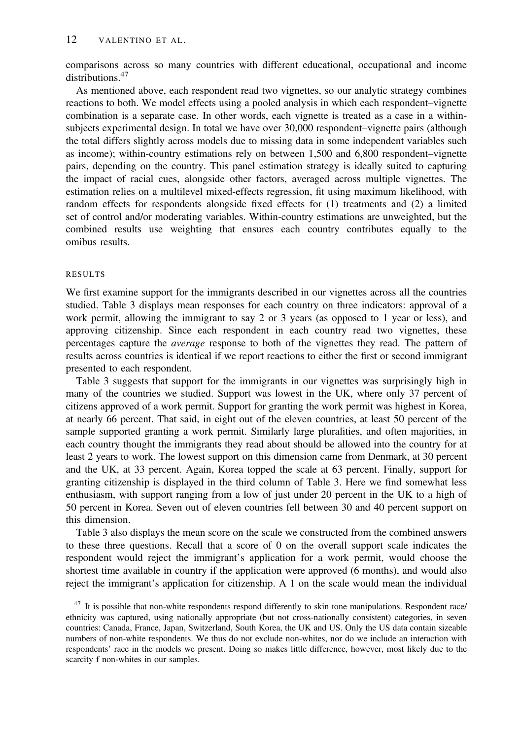comparisons across so many countries with different educational, occupational and income distributions.[47]

As mentioned above, each respondent read two vignettes, so our analytic strategy combines reactions to both. We model effects using a pooled analysis in which each respondent–vignette combination is a separate case. In other words, each vignette is treated as a case in a within-subjects experimental design. In total we have over 30,000 respondent–vignette pairs (although the total differs slightly across models due to missing data in some independent variables such as income); within-country estimations rely on between 1,500 and 6,800 respondent–vignette pairs, depending on the country. This panel estimation strategy is ideally suited to capturing the impact of racial cues, alongside other factors, averaged across multiple vignettes. The estimation relies on a multilevel mixed-effects regression, fit using maximum likelihood, with random effects for respondents alongside fixed effects for (1) treatments and (2) a limited set of control and/or moderating variables. Within-country estimations are unweighted, but the combined results use weighting that ensures each country contributes equally to the omibus results.

## RESULTS

We first examine support for the immigrants described in our vignettes across all the countries studied. Table 3 displays mean responses for each country on three indicators: approval of a work permit, allowing the immigrant to say 2 or 3 years (as opposed to 1 year or less), and approving citizenship. Since each respondent in each country read two vignettes, these percentages capture the *average* response to both of the vignettes they read. The pattern of results across countries is identical if we report reactions to either the first or second immigrant presented to each respondent.

Table 3 suggests that support for the immigrants in our vignettes was surprisingly high in many of the countries we studied. Support was lowest in the UK, where only 37 percent of citizens approved of a work permit. Support for granting the work permit was highest in Korea, at nearly 66 percent. That said, in eight out of the eleven countries, at least 50 percent of the sample supported granting a work permit. Similarly large pluralities, and often majorities, in each country thought the immigrants they read about should be allowed into the country for at least 2 years to work. The lowest support on this dimension came from Denmark, at 30 percent and the UK, at 33 percent. Again, Korea topped the scale at 63 percent. Finally, support for granting citizenship is displayed in the third column of Table 3. Here we find somewhat less enthusiasm, with support ranging from a low of just under 20 percent in the UK to a high of 50 percent in Korea. Seven out of eleven countries fell between 30 and 40 percent support on this dimension.

Table 3 also displays the mean score on the scale we constructed from the combined answers to these three questions. Recall that a score of 0 on the overall support scale indicates the respondent would reject the immigrant's application for a work permit, would choose the shortest time available in country if the application were approved (6 months), and would also reject the immigrant's application for citizenship. A 1 on the scale would mean the individual

[47] It is possible that non-white respondents respond differently to skin tone manipulations. Respondent race/ethnicity was captured, using nationally appropriate (but not cross-nationally consistent) categories, in seven countries: Canada, France, Japan, Switzerland, South Korea, the UK and US. Only the US data contain sizeable numbers of non-white respondents. We thus do not exclude non-whites, nor do we include an interaction with respondents' race in the models we present. Doing so makes little difference, however, most likely due to the scarcity f non-whites in our samples.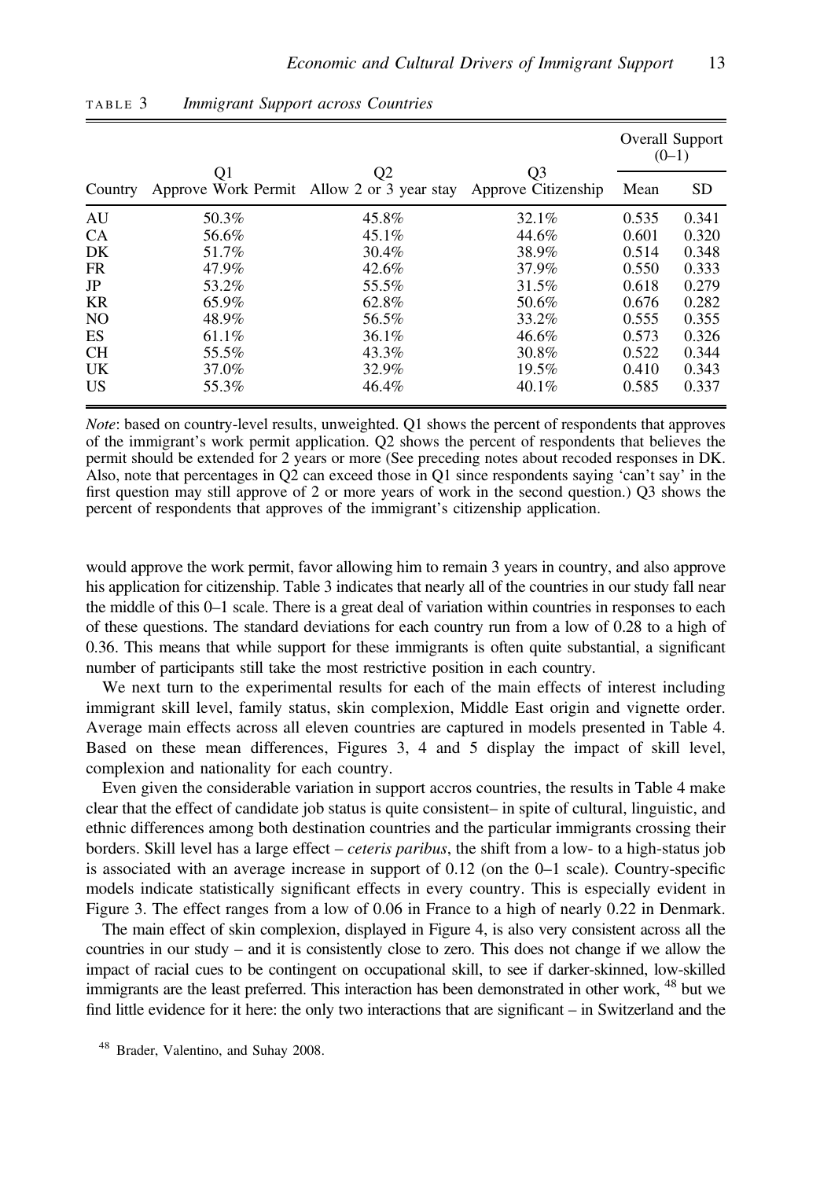TABLE 3 *Immigrant Support across Countries*

| Country | Q1 Approve Work Permit | Q2 Allow 2 or 3 year stay | Q3 Approve Citizenship | Overall Support (0–1) Mean | SD |
|---|---|---|---|---|---|
| AU | 50.3% | 45.8% | 32.1% | 0.535 | 0.341 |
| CA | 56.6% | 45.1% | 44.6% | 0.601 | 0.320 |
| DK | 51.7% | 30.4% | 38.9% | 0.514 | 0.348 |
| FR | 47.9% | 42.6% | 37.9% | 0.550 | 0.333 |
| JP | 53.2% | 55.5% | 31.5% | 0.618 | 0.279 |
| KR | 65.9% | 62.8% | 50.6% | 0.676 | 0.282 |
| NO | 48.9% | 56.5% | 33.2% | 0.555 | 0.355 |
| ES | 61.1% | 36.1% | 46.6% | 0.573 | 0.326 |
| CH | 55.5% | 43.3% | 30.8% | 0.522 | 0.344 |
| UK | 37.0% | 32.9% | 19.5% | 0.410 | 0.343 |
| US | 55.3% | 46.4% | 40.1% | 0.585 | 0.337 |

*Note*: based on country-level results, unweighted. Q1 shows the percent of respondents that approves of the immigrant's work permit application. Q2 shows the percent of respondents that believes the permit should be extended for 2 years or more (See preceding notes about recoded responses in DK. Also, note that percentages in Q2 can exceed those in Q1 since respondents saying 'can't say' in the first question may still approve of 2 or more years of work in the second question.) Q3 shows the percent of respondents that approves of the immigrant's citizenship application.

would approve the work permit, favor allowing him to remain 3 years in country, and also approve his application for citizenship. Table 3 indicates that nearly all of the countries in our study fall near the middle of this 0–1 scale. There is a great deal of variation within countries in responses to each of these questions. The standard deviations for each country run from a low of 0.28 to a high of 0.36. This means that while support for these immigrants is often quite substantial, a significant number of participants still take the most restrictive position in each country.

We next turn to the experimental results for each of the main effects of interest including immigrant skill level, family status, skin complexion, Middle East origin and vignette order. Average main effects across all eleven countries are captured in models presented in Table 4. Based on these mean differences, Figures 3, 4 and 5 display the impact of skill level, complexion and nationality for each country.

Even given the considerable variation in support accros countries, the results in Table 4 make clear that the effect of candidate job status is quite consistent– in spite of cultural, linguistic, and ethnic differences among both destination countries and the particular immigrants crossing their borders. Skill level has a large effect – *ceteris paribus*, the shift from a low- to a high-status job is associated with an average increase in support of 0.12 (on the 0–1 scale). Country-specific models indicate statistically significant effects in every country. This is especially evident in Figure 3. The effect ranges from a low of 0.06 in France to a high of nearly 0.22 in Denmark.

The main effect of skin complexion, displayed in Figure 4, is also very consistent across all the countries in our study – and it is consistently close to zero. This does not change if we allow the impact of racial cues to be contingent on occupational skill, to see if darker-skinned, low-skilled immigrants are the least preferred. This interaction has been demonstrated in other work, [48] but we find little evidence for it here: the only two interactions that are significant – in Switzerland and the

[48] Brader, Valentino, and Suhay 2008.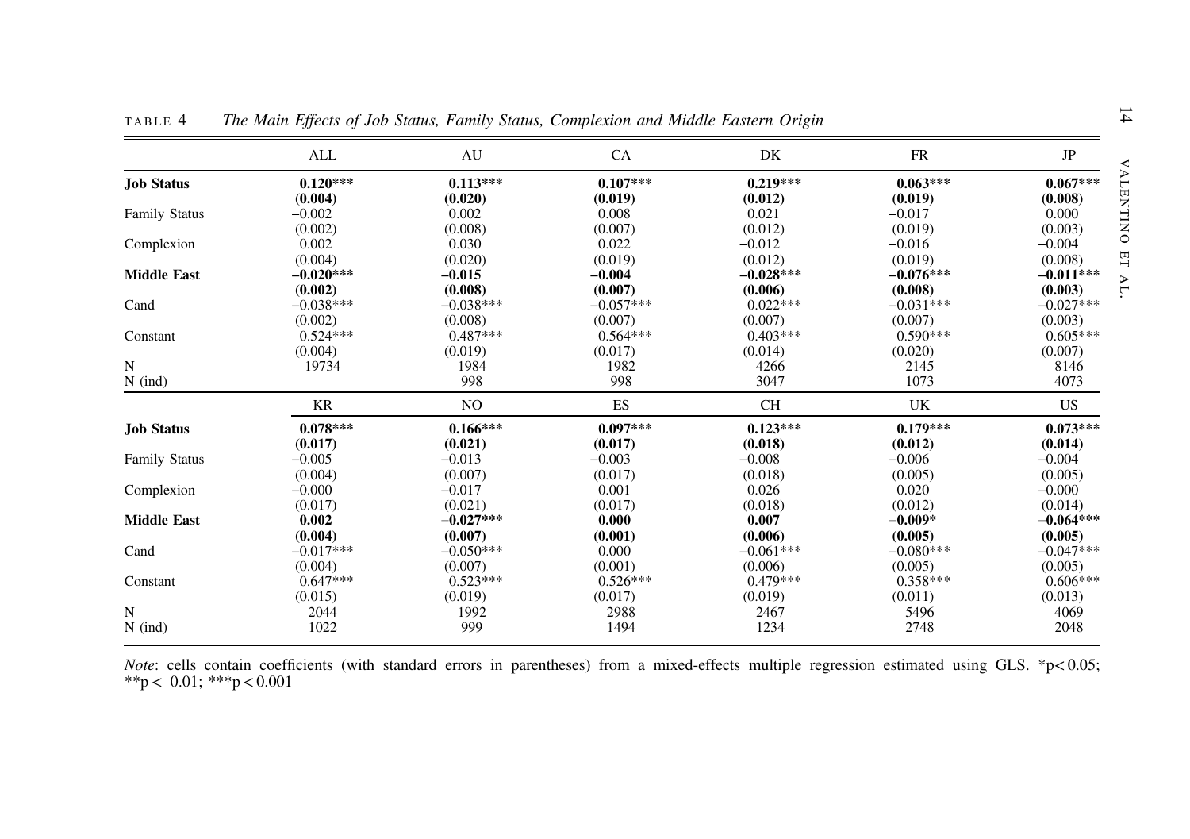TABLE 4 *The Main Effects of Job Status, Family Status, Complexion and Middle Eastern Origin*

| | ALL | AU | CA | DK | FR | JP |
|---|---|---|---|---|---|---|
| **Job Status** | **0.120\*\*\*** | **0.113\*\*\*** | **0.107\*\*\*** | **0.219\*\*\*** | **0.063\*\*\*** | **0.067\*\*\*** |
| | **(0.004)** | **(0.020)** | **(0.019)** | **(0.012)** | **(0.019)** | **(0.008)** |
| Family Status | −0.002 | 0.002 | 0.008 | 0.021 | −0.017 | 0.000 |
| | (0.002) | (0.008) | (0.007) | (0.012) | (0.019) | (0.003) |
| Complexion | 0.002 | 0.030 | 0.022 | −0.012 | −0.016 | −0.004 |
| | (0.004) | (0.020) | (0.019) | (0.012) | (0.019) | (0.008) |
| **Middle East** | **−0.020\*\*\*** | **−0.015** | **−0.004** | **−0.028\*\*\*** | **−0.076\*\*\*** | **−0.011\*\*\*** |
| | **(0.002)** | **(0.008)** | **(0.007)** | **(0.006)** | **(0.008)** | **(0.003)** |
| Cand | −0.038\*\*\* | −0.038\*\*\* | −0.057\*\*\* | 0.022\*\*\* | −0.031\*\*\* | −0.027\*\*\* |
| | (0.002) | (0.008) | (0.007) | (0.007) | (0.007) | (0.003) |
| Constant | 0.524\*\*\* | 0.487\*\*\* | 0.564\*\*\* | 0.403\*\*\* | 0.590\*\*\* | 0.605\*\*\* |
| | (0.004) | (0.019) | (0.017) | (0.014) | (0.020) | (0.007) |
| N | 19734 | 1984 | 1982 | 4266 | 2145 | 8146 |
| N (ind) | | 998 | 998 | 3047 | 1073 | 4073 |
| | **KR** | **NO** | **ES** | **CH** | **UK** | **US** |
| **Job Status** | **0.078\*\*\*** | **0.166\*\*\*** | **0.097\*\*\*** | **0.123\*\*\*** | **0.179\*\*\*** | **0.073\*\*\*** |
| | **(0.017)** | **(0.021)** | **(0.017)** | **(0.018)** | **(0.012)** | **(0.014)** |
| Family Status | −0.005 | −0.013 | −0.003 | −0.008 | −0.006 | −0.004 |
| | (0.004) | (0.007) | (0.017) | (0.018) | (0.005) | (0.005) |
| Complexion | −0.000 | −0.017 | 0.001 | 0.026 | 0.020 | −0.000 |
| | (0.017) | (0.021) | (0.017) | (0.018) | (0.012) | (0.014) |
| **Middle East** | **0.002** | **−0.027\*\*\*** | **0.000** | **0.007** | **−0.009\*** | **−0.064\*\*\*** |
| | **(0.004)** | **(0.007)** | **(0.001)** | **(0.006)** | **(0.005)** | **(0.005)** |
| Cand | −0.017\*\*\* | −0.050\*\*\* | 0.000 | −0.061\*\*\* | −0.080\*\*\* | −0.047\*\*\* |
| | (0.004) | (0.007) | (0.001) | (0.006) | (0.005) | (0.005) |
| Constant | 0.647\*\*\* | 0.523\*\*\* | 0.526\*\*\* | 0.479\*\*\* | 0.358\*\*\* | 0.606\*\*\* |
| | (0.015) | (0.019) | (0.017) | (0.019) | (0.011) | (0.013) |
| N | 2044 | 1992 | 2988 | 2467 | 5496 | 4069 |
| N (ind) | 1022 | 999 | 1494 | 1234 | 2748 | 2048 |

*Note*: cells contain coefficients (with standard errors in parentheses) from a mixed-effects multiple regression estimated using GLS. *p < 0.05; **p < 0.01; ***p < 0.001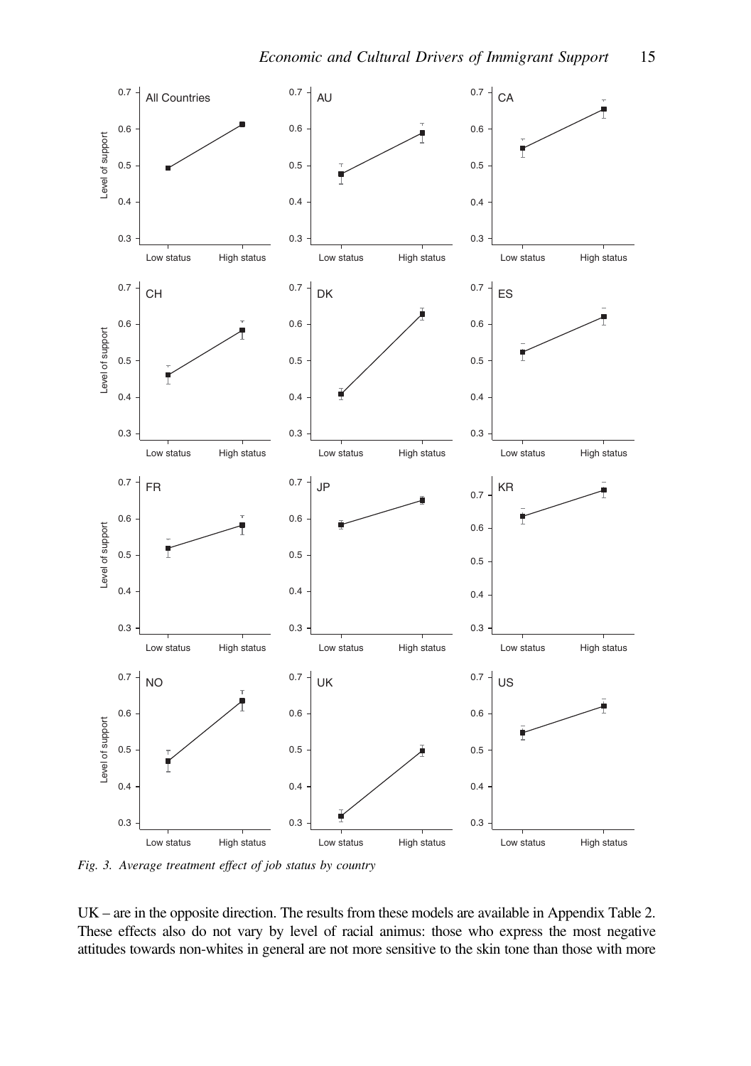Fig. 3. Average treatment effect of job status by country

UK – are in the opposite direction. The results from these models are available in Appendix Table 2. These effects also do not vary by level of racial animus: those who express the most negative attitudes towards non-whites in general are not more sensitive to the skin tone than those with more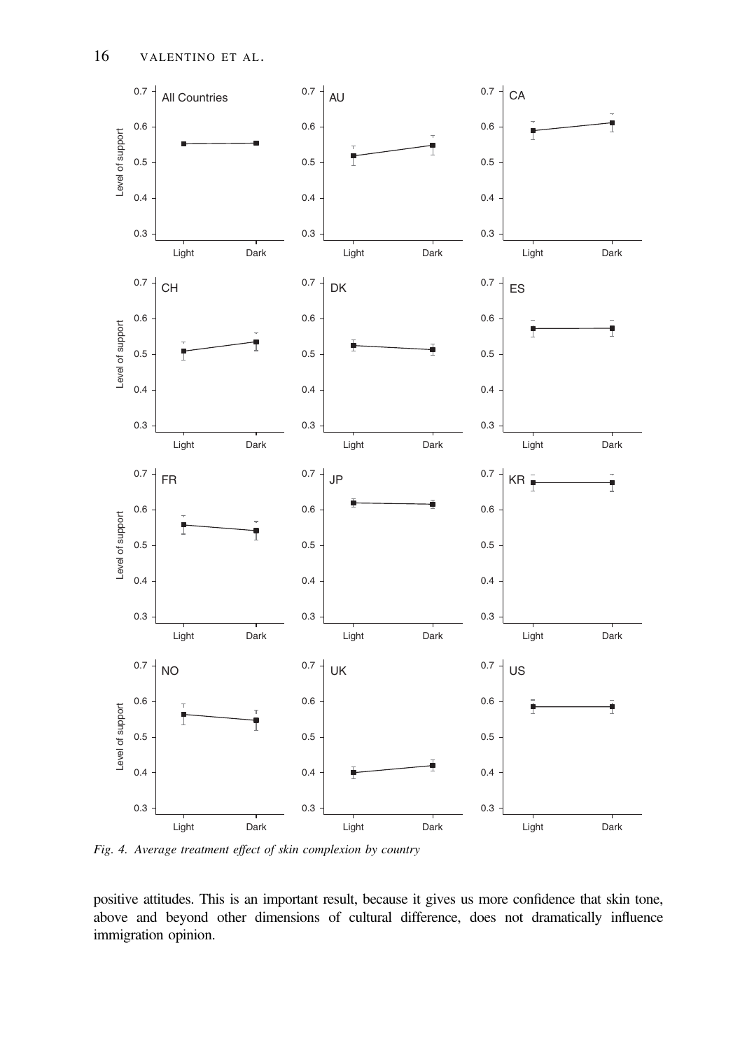*Fig. 4. Average treatment effect of skin complexion by country*

positive attitudes. This is an important result, because it gives us more confidence that skin tone, above and beyond other dimensions of cultural difference, does not dramatically influence immigration opinion.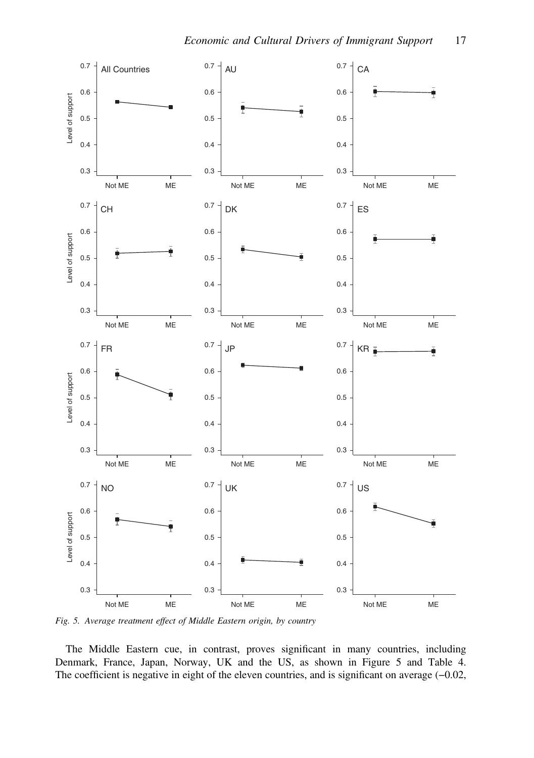*Fig. 5. Average treatment effect of Middle Eastern origin, by country*

The Middle Eastern cue, in contrast, proves significant in many countries, including Denmark, France, Japan, Norway, UK and the US, as shown in Figure 5 and Table 4. The coefficient is negative in eight of the eleven countries, and is significant on average (–0.02,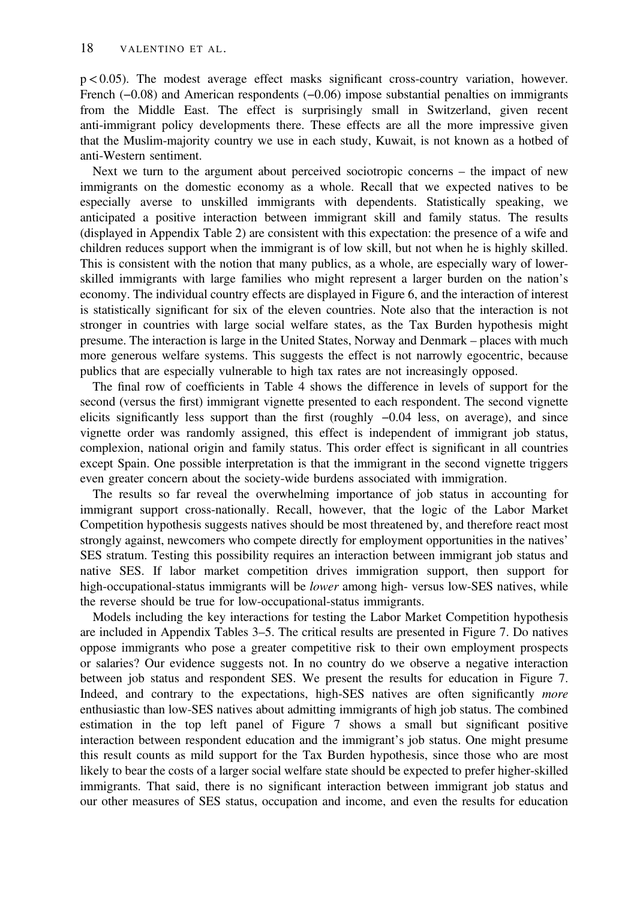$p < 0.05$). The modest average effect masks significant cross-country variation, however. French (−0.08) and American respondents (−0.06) impose substantial penalties on immigrants from the Middle East. The effect is surprisingly small in Switzerland, given recent anti-immigrant policy developments there. These effects are all the more impressive given that the Muslim-majority country we use in each study, Kuwait, is not known as a hotbed of anti-Western sentiment.

Next we turn to the argument about perceived sociotropic concerns – the impact of new immigrants on the domestic economy as a whole. Recall that we expected natives to be especially averse to unskilled immigrants with dependents. Statistically speaking, we anticipated a positive interaction between immigrant skill and family status. The results (displayed in Appendix Table 2) are consistent with this expectation: the presence of a wife and children reduces support when the immigrant is of low skill, but not when he is highly skilled. This is consistent with the notion that many publics, as a whole, are especially wary of lower-skilled immigrants with large families who might represent a larger burden on the nation's economy. The individual country effects are displayed in Figure 6, and the interaction of interest is statistically significant for six of the eleven countries. Note also that the interaction is not stronger in countries with large social welfare states, as the Tax Burden hypothesis might presume. The interaction is large in the United States, Norway and Denmark – places with much more generous welfare systems. This suggests the effect is not narrowly egocentric, because publics that are especially vulnerable to high tax rates are not increasingly opposed.

The final row of coefficients in Table 4 shows the difference in levels of support for the second (versus the first) immigrant vignette presented to each respondent. The second vignette elicits significantly less support than the first (roughly −0.04 less, on average), and since vignette order was randomly assigned, this effect is independent of immigrant job status, complexion, national origin and family status. This order effect is significant in all countries except Spain. One possible interpretation is that the immigrant in the second vignette triggers even greater concern about the society-wide burdens associated with immigration.

The results so far reveal the overwhelming importance of job status in accounting for immigrant support cross-nationally. Recall, however, that the logic of the Labor Market Competition hypothesis suggests natives should be most threatened by, and therefore react most strongly against, newcomers who compete directly for employment opportunities in the natives' SES stratum. Testing this possibility requires an interaction between immigrant job status and native SES. If labor market competition drives immigration support, then support for high-occupational-status immigrants will be *lower* among high- versus low-SES natives, while the reverse should be true for low-occupational-status immigrants.

Models including the key interactions for testing the Labor Market Competition hypothesis are included in Appendix Tables 3–5. The critical results are presented in Figure 7. Do natives oppose immigrants who pose a greater competitive risk to their own employment prospects or salaries? Our evidence suggests not. In no country do we observe a negative interaction between job status and respondent SES. We present the results for education in Figure 7. Indeed, and contrary to the expectations, high-SES natives are often significantly *more* enthusiastic than low-SES natives about admitting immigrants of high job status. The combined estimation in the top left panel of Figure 7 shows a small but significant positive interaction between respondent education and the immigrant's job status. One might presume this result counts as mild support for the Tax Burden hypothesis, since those who are most likely to bear the costs of a larger social welfare state should be expected to prefer higher-skilled immigrants. That said, there is no significant interaction between immigrant job status and our other measures of SES status, occupation and income, and even the results for education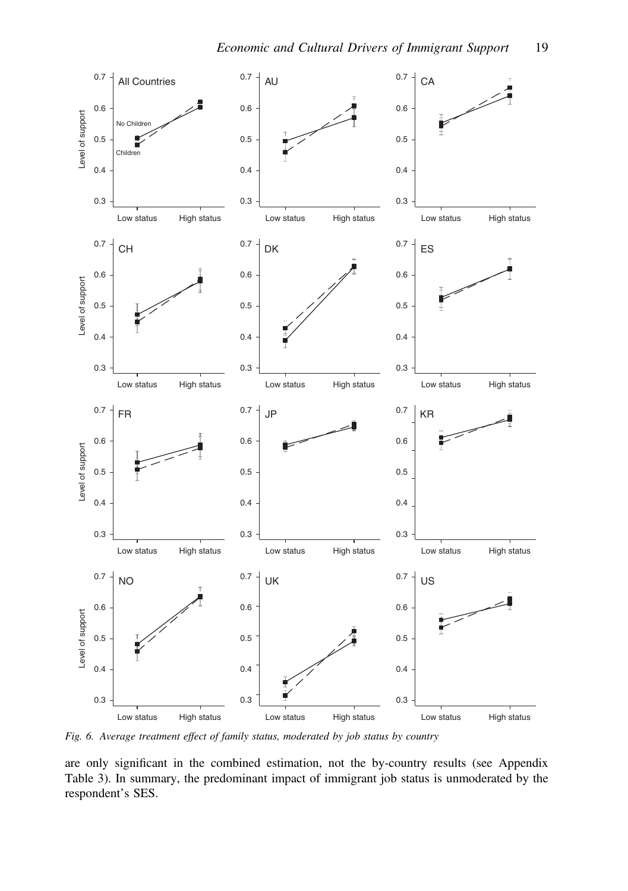*Fig. 6. Average treatment effect of family status, moderated by job status by country*

are only significant in the combined estimation, not the by-country results (see Appendix Table 3). In summary, the predominant impact of immigrant job status is unmoderated by the respondent's SES.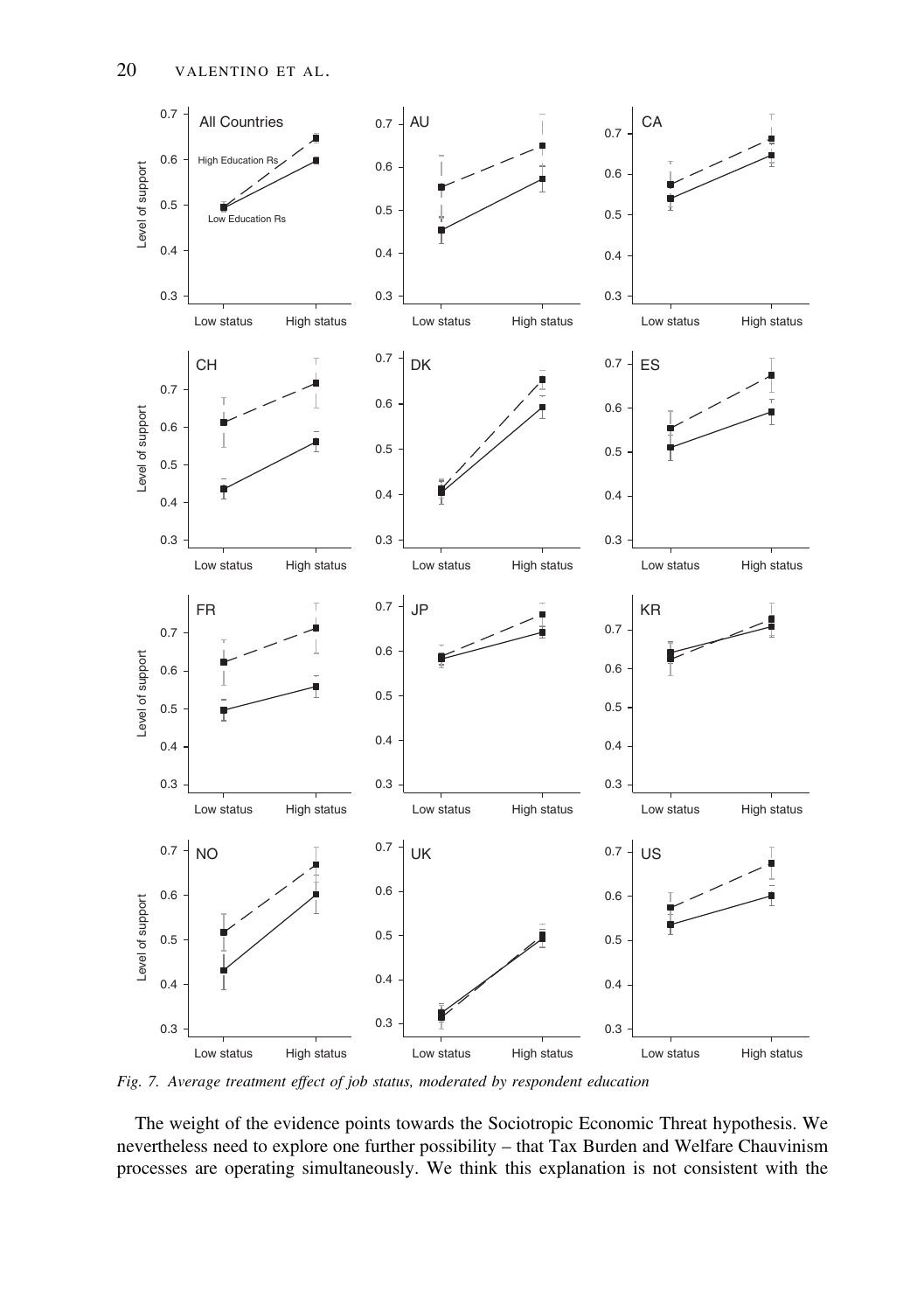*Fig. 7. Average treatment effect of job status, moderated by respondent education*

The weight of the evidence points towards the Sociotropic Economic Threat hypothesis. We nevertheless need to explore one further possibility – that Tax Burden and Welfare Chauvinism processes are operating simultaneously. We think this explanation is not consistent with the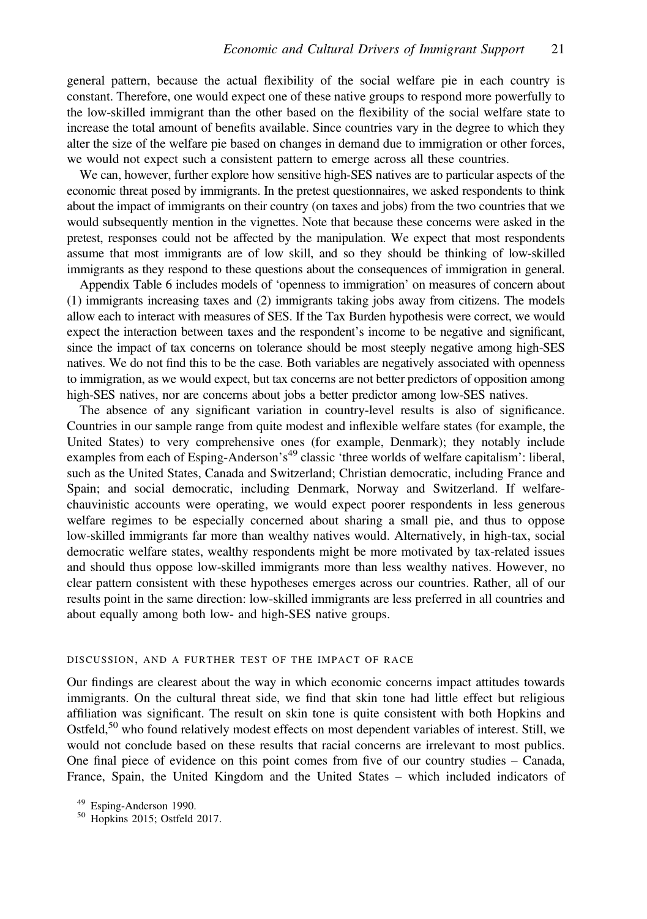general pattern, because the actual flexibility of the social welfare pie in each country is constant. Therefore, one would expect one of these native groups to respond more powerfully to the low-skilled immigrant than the other based on the flexibility of the social welfare state to increase the total amount of benefits available. Since countries vary in the degree to which they alter the size of the welfare pie based on changes in demand due to immigration or other forces, we would not expect such a consistent pattern to emerge across all these countries.

We can, however, further explore how sensitive high-SES natives are to particular aspects of the economic threat posed by immigrants. In the pretest questionnaires, we asked respondents to think about the impact of immigrants on their country (on taxes and jobs) from the two countries that we would subsequently mention in the vignettes. Note that because these concerns were asked in the pretest, responses could not be affected by the manipulation. We expect that most respondents assume that most immigrants are of low skill, and so they should be thinking of low-skilled immigrants as they respond to these questions about the consequences of immigration in general.

Appendix Table 6 includes models of 'openness to immigration' on measures of concern about (1) immigrants increasing taxes and (2) immigrants taking jobs away from citizens. The models allow each to interact with measures of SES. If the Tax Burden hypothesis were correct, we would expect the interaction between taxes and the respondent's income to be negative and significant, since the impact of tax concerns on tolerance should be most steeply negative among high-SES natives. We do not find this to be the case. Both variables are negatively associated with openness to immigration, as we would expect, but tax concerns are not better predictors of opposition among high-SES natives, nor are concerns about jobs a better predictor among low-SES natives.

The absence of any significant variation in country-level results is also of significance. Countries in our sample range from quite modest and inflexible welfare states (for example, the United States) to very comprehensive ones (for example, Denmark); they notably include examples from each of Esping-Anderson's[49] classic 'three worlds of welfare capitalism': liberal, such as the United States, Canada and Switzerland; Christian democratic, including France and Spain; and social democratic, including Denmark, Norway and Switzerland. If welfare-chauvinistic accounts were operating, we would expect poorer respondents in less generous welfare regimes to be especially concerned about sharing a small pie, and thus to oppose low-skilled immigrants far more than wealthy natives would. Alternatively, in high-tax, social democratic welfare states, wealthy respondents might be more motivated by tax-related issues and should thus oppose low-skilled immigrants more than less wealthy natives. However, no clear pattern consistent with these hypotheses emerges across our countries. Rather, all of our results point in the same direction: low-skilled immigrants are less preferred in all countries and about equally among both low- and high-SES native groups.

### DISCUSSION, AND A FURTHER TEST OF THE IMPACT OF RACE

Our findings are clearest about the way in which economic concerns impact attitudes towards immigrants. On the cultural threat side, we find that skin tone had little effect but religious affiliation was significant. The result on skin tone is quite consistent with both Hopkins and Ostfeld,[50] who found relatively modest effects on most dependent variables of interest. Still, we would not conclude based on these results that racial concerns are irrelevant to most publics. One final piece of evidence on this point comes from five of our country studies – Canada, France, Spain, the United Kingdom and the United States – which included indicators of

[49] Esping-Anderson 1990.

[50] Hopkins 2015; Ostfeld 2017.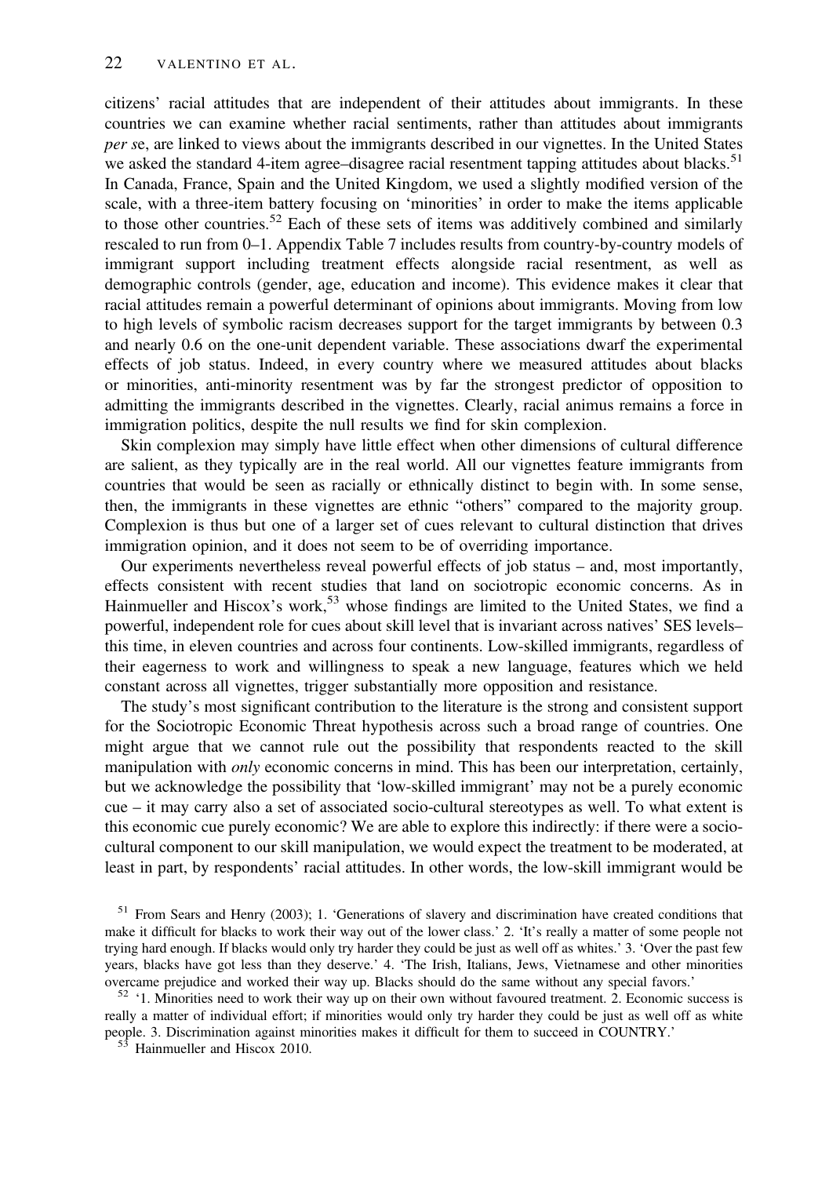citizens' racial attitudes that are independent of their attitudes about immigrants. In these countries we can examine whether racial sentiments, rather than attitudes about immigrants *per se*, are linked to views about the immigrants described in our vignettes. In the United States we asked the standard 4-item agree–disagree racial resentment tapping attitudes about blacks.[51] In Canada, France, Spain and the United Kingdom, we used a slightly modified version of the scale, with a three-item battery focusing on 'minorities' in order to make the items applicable to those other countries.[52] Each of these sets of items was additively combined and similarly rescaled to run from 0–1. Appendix Table 7 includes results from country-by-country models of immigrant support including treatment effects alongside racial resentment, as well as demographic controls (gender, age, education and income). This evidence makes it clear that racial attitudes remain a powerful determinant of opinions about immigrants. Moving from low to high levels of symbolic racism decreases support for the target immigrants by between 0.3 and nearly 0.6 on the one-unit dependent variable. These associations dwarf the experimental effects of job status. Indeed, in every country where we measured attitudes about blacks or minorities, anti-minority resentment was by far the strongest predictor of opposition to admitting the immigrants described in the vignettes. Clearly, racial animus remains a force in immigration politics, despite the null results we find for skin complexion.

Skin complexion may simply have little effect when other dimensions of cultural difference are salient, as they typically are in the real world. All our vignettes feature immigrants from countries that would be seen as racially or ethnically distinct to begin with. In some sense, then, the immigrants in these vignettes are ethnic "others" compared to the majority group. Complexion is thus but one of a larger set of cues relevant to cultural distinction that drives immigration opinion, and it does not seem to be of overriding importance.

Our experiments nevertheless reveal powerful effects of job status – and, most importantly, effects consistent with recent studies that land on sociotropic economic concerns. As in Hainmueller and Hiscox's work,[53] whose findings are limited to the United States, we find a powerful, independent role for cues about skill level that is invariant across natives' SES levels– this time, in eleven countries and across four continents. Low-skilled immigrants, regardless of their eagerness to work and willingness to speak a new language, features which we held constant across all vignettes, trigger substantially more opposition and resistance.

The study's most significant contribution to the literature is the strong and consistent support for the Sociotropic Economic Threat hypothesis across such a broad range of countries. One might argue that we cannot rule out the possibility that respondents reacted to the skill manipulation with *only* economic concerns in mind. This has been our interpretation, certainly, but we acknowledge the possibility that 'low-skilled immigrant' may not be a purely economic cue – it may carry also a set of associated socio-cultural stereotypes as well. To what extent is this economic cue purely economic? We are able to explore this indirectly: if there were a socio-cultural component to our skill manipulation, we would expect the treatment to be moderated, at least in part, by respondents' racial attitudes. In other words, the low-skill immigrant would be

[51] From Sears and Henry (2003); 1. 'Generations of slavery and discrimination have created conditions that make it difficult for blacks to work their way out of the lower class.' 2. 'It's really a matter of some people not trying hard enough. If blacks would only try harder they could be just as well off as whites.' 3. 'Over the past few years, blacks have got less than they deserve.' 4. 'The Irish, Italians, Jews, Vietnamese and other minorities overcame prejudice and worked their way up. Blacks should do the same without any special favors.'

[52] '1. Minorities need to work their way up on their own without favoured treatment. 2. Economic success is really a matter of individual effort; if minorities would only try harder they could be just as well off as white people. 3. Discrimination against minorities makes it difficult for them to succeed in COUNTRY.'

[53] Hainmueller and Hiscox 2010.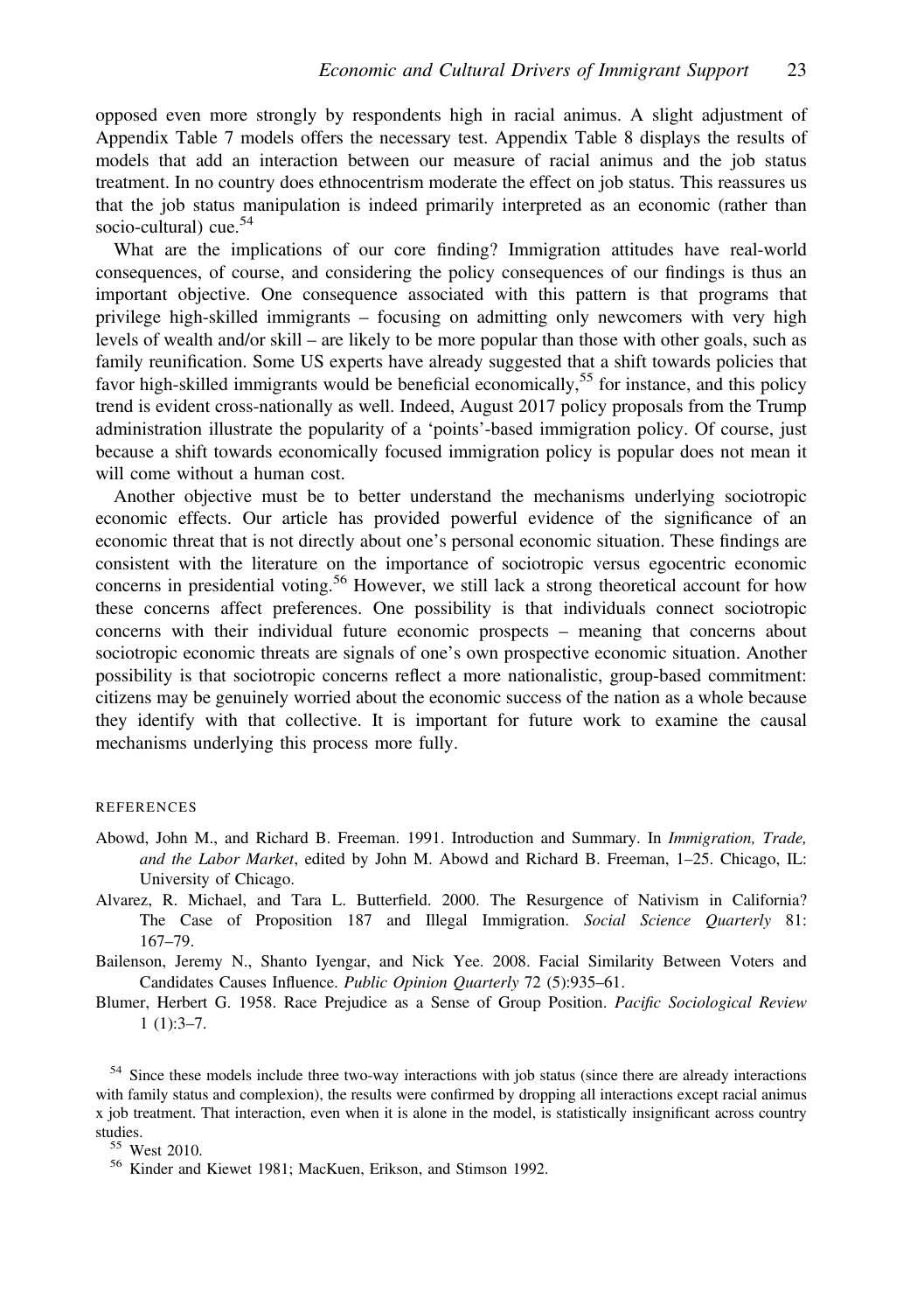opposed even more strongly by respondents high in racial animus. A slight adjustment of Appendix Table 7 models offers the necessary test. Appendix Table 8 displays the results of models that add an interaction between our measure of racial animus and the job status treatment. In no country does ethnocentrism moderate the effect on job status. This reassures us that the job status manipulation is indeed primarily interpreted as an economic (rather than socio-cultural) cue.[54]

What are the implications of our core finding? Immigration attitudes have real-world consequences, of course, and considering the policy consequences of our findings is thus an important objective. One consequence associated with this pattern is that programs that privilege high-skilled immigrants – focusing on admitting only newcomers with very high levels of wealth and/or skill – are likely to be more popular than those with other goals, such as family reunification. Some US experts have already suggested that a shift towards policies that favor high-skilled immigrants would be beneficial economically,[55] for instance, and this policy trend is evident cross-nationally as well. Indeed, August 2017 policy proposals from the Trump administration illustrate the popularity of a 'points'-based immigration policy. Of course, just because a shift towards economically focused immigration policy is popular does not mean it will come without a human cost.

Another objective must be to better understand the mechanisms underlying sociotropic economic effects. Our article has provided powerful evidence of the significance of an economic threat that is not directly about one's personal economic situation. These findings are consistent with the literature on the importance of sociotropic versus egocentric economic concerns in presidential voting.[56] However, we still lack a strong theoretical account for how these concerns affect preferences. One possibility is that individuals connect sociotropic concerns with their individual future economic prospects – meaning that concerns about sociotropic economic threats are signals of one's own prospective economic situation. Another possibility is that sociotropic concerns reflect a more nationalistic, group-based commitment: citizens may be genuinely worried about the economic success of the nation as a whole because they identify with that collective. It is important for future work to examine the causal mechanisms underlying this process more fully.

## REFERENCES

Abowd, John M., and Richard B. Freeman. 1991. Introduction and Summary. In *Immigration, Trade, and the Labor Market*, edited by John M. Abowd and Richard B. Freeman, 1–25. Chicago, IL: University of Chicago.

Alvarez, R. Michael, and Tara L. Butterfield. 2000. The Resurgence of Nativism in California? The Case of Proposition 187 and Illegal Immigration. *Social Science Quarterly* 81: 167–79.

Bailenson, Jeremy N., Shanto Iyengar, and Nick Yee. 2008. Facial Similarity Between Voters and Candidates Causes Influence. *Public Opinion Quarterly* 72 (5):935–61.

Blumer, Herbert G. 1958. Race Prejudice as a Sense of Group Position. *Pacific Sociological Review* 1 (1):3–7.

[54] Since these models include three two-way interactions with job status (since there are already interactions with family status and complexion), the results were confirmed by dropping all interactions except racial animus x job treatment. That interaction, even when it is alone in the model, is statistically insignificant across country studies.

[55] West 2010.

[56] Kinder and Kiewet 1981; MacKuen, Erikson, and Stimson 1992.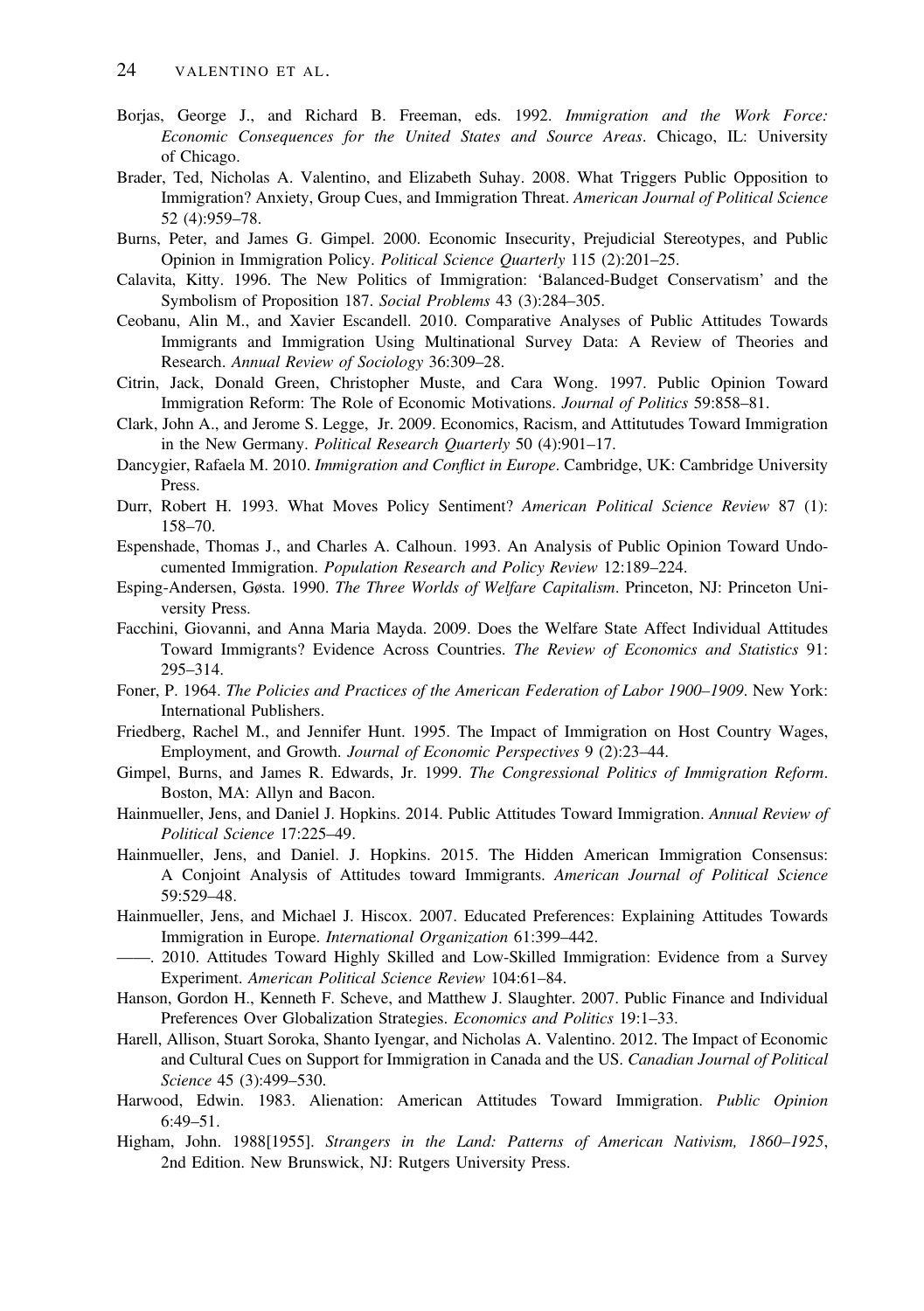Borjas, George J., and Richard B. Freeman, eds. 1992. *Immigration and the Work Force: Economic Consequences for the United States and Source Areas*. Chicago, IL: University of Chicago.

Brader, Ted, Nicholas A. Valentino, and Elizabeth Suhay. 2008. What Triggers Public Opposition to Immigration? Anxiety, Group Cues, and Immigration Threat. *American Journal of Political Science* 52 (4):959–78.

Burns, Peter, and James G. Gimpel. 2000. Economic Insecurity, Prejudicial Stereotypes, and Public Opinion in Immigration Policy. *Political Science Quarterly* 115 (2):201–25.

Calavita, Kitty. 1996. The New Politics of Immigration: 'Balanced-Budget Conservatism' and the Symbolism of Proposition 187. *Social Problems* 43 (3):284–305.

Ceobanu, Alin M., and Xavier Escandell. 2010. Comparative Analyses of Public Attitudes Towards Immigrants and Immigration Using Multinational Survey Data: A Review of Theories and Research. *Annual Review of Sociology* 36:309–28.

Citrin, Jack, Donald Green, Christopher Muste, and Cara Wong. 1997. Public Opinion Toward Immigration Reform: The Role of Economic Motivations. *Journal of Politics* 59:858–81.

Clark, John A., and Jerome S. Legge, Jr. 2009. Economics, Racism, and Attitutudes Toward Immigration in the New Germany. *Political Research Quarterly* 50 (4):901–17.

Dancygier, Rafaela M. 2010. *Immigration and Conflict in Europe*. Cambridge, UK: Cambridge University Press.

Durr, Robert H. 1993. What Moves Policy Sentiment? *American Political Science Review* 87 (1): 158–70.

Espenshade, Thomas J., and Charles A. Calhoun. 1993. An Analysis of Public Opinion Toward Undocumented Immigration. *Population Research and Policy Review* 12:189–224.

Esping-Andersen, Gøsta. 1990. *The Three Worlds of Welfare Capitalism*. Princeton, NJ: Princeton University Press.

Facchini, Giovanni, and Anna Maria Mayda. 2009. Does the Welfare State Affect Individual Attitudes Toward Immigrants? Evidence Across Countries. *The Review of Economics and Statistics* 91: 295–314.

Foner, P. 1964. *The Policies and Practices of the American Federation of Labor 1900–1909*. New York: International Publishers.

Friedberg, Rachel M., and Jennifer Hunt. 1995. The Impact of Immigration on Host Country Wages, Employment, and Growth. *Journal of Economic Perspectives* 9 (2):23–44.

Gimpel, Burns, and James R. Edwards, Jr. 1999. *The Congressional Politics of Immigration Reform*. Boston, MA: Allyn and Bacon.

Hainmueller, Jens, and Daniel J. Hopkins. 2014. Public Attitudes Toward Immigration. *Annual Review of Political Science* 17:225–49.

Hainmueller, Jens, and Daniel. J. Hopkins. 2015. The Hidden American Immigration Consensus: A Conjoint Analysis of Attitudes toward Immigrants. *American Journal of Political Science* 59:529–48.

Hainmueller, Jens, and Michael J. Hiscox. 2007. Educated Preferences: Explaining Attitudes Towards Immigration in Europe. *International Organization* 61:399–442.

——. 2010. Attitudes Toward Highly Skilled and Low-Skilled Immigration: Evidence from a Survey Experiment. *American Political Science Review* 104:61–84.

Hanson, Gordon H., Kenneth F. Scheve, and Matthew J. Slaughter. 2007. Public Finance and Individual Preferences Over Globalization Strategies. *Economics and Politics* 19:1–33.

Harell, Allison, Stuart Soroka, Shanto Iyengar, and Nicholas A. Valentino. 2012. The Impact of Economic and Cultural Cues on Support for Immigration in Canada and the US. *Canadian Journal of Political Science* 45 (3):499–530.

Harwood, Edwin. 1983. Alienation: American Attitudes Toward Immigration. *Public Opinion* 6:49–51.

Higham, John. 1988[1955]. *Strangers in the Land: Patterns of American Nativism, 1860–1925*, 2nd Edition. New Brunswick, NJ: Rutgers University Press.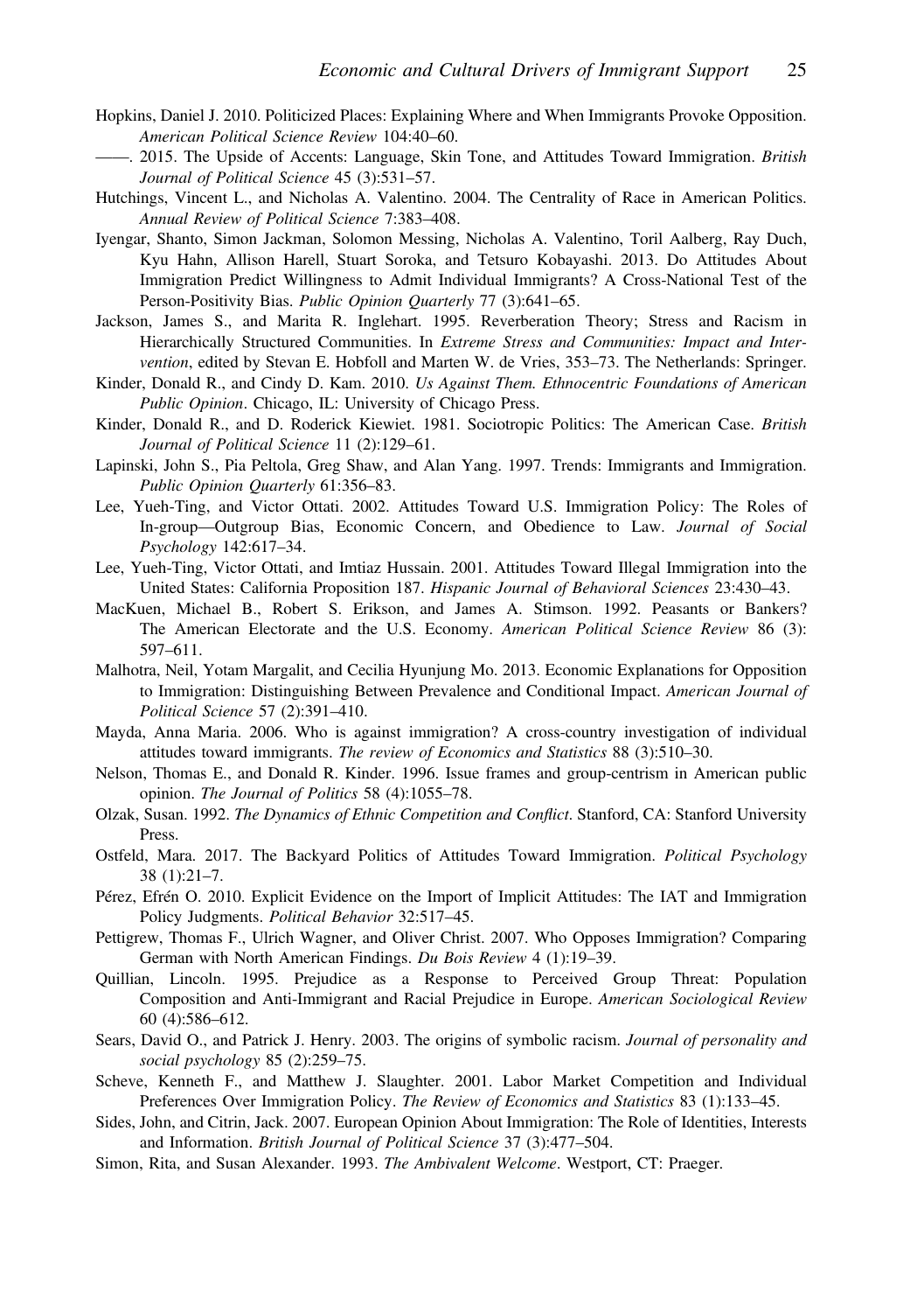Hopkins, Daniel J. 2010. Politicized Places: Explaining Where and When Immigrants Provoke Opposition. *American Political Science Review* 104:40–60.

——. 2015. The Upside of Accents: Language, Skin Tone, and Attitudes Toward Immigration. *British Journal of Political Science* 45 (3):531–57.

Hutchings, Vincent L., and Nicholas A. Valentino. 2004. The Centrality of Race in American Politics. *Annual Review of Political Science* 7:383–408.

Iyengar, Shanto, Simon Jackman, Solomon Messing, Nicholas A. Valentino, Toril Aalberg, Ray Duch, Kyu Hahn, Allison Harell, Stuart Soroka, and Tetsuro Kobayashi. 2013. Do Attitudes About Immigration Predict Willingness to Admit Individual Immigrants? A Cross-National Test of the Person-Positivity Bias. *Public Opinion Quarterly* 77 (3):641–65.

Jackson, James S., and Marita R. Inglehart. 1995. Reverberation Theory; Stress and Racism in Hierarchically Structured Communities. In *Extreme Stress and Communities: Impact and Intervention*, edited by Stevan E. Hobfoll and Marten W. de Vries, 353–73. The Netherlands: Springer.

Kinder, Donald R., and Cindy D. Kam. 2010. *Us Against Them. Ethnocentric Foundations of American Public Opinion*. Chicago, IL: University of Chicago Press.

Kinder, Donald R., and D. Roderick Kiewiet. 1981. Sociotropic Politics: The American Case. *British Journal of Political Science* 11 (2):129–61.

Lapinski, John S., Pia Peltola, Greg Shaw, and Alan Yang. 1997. Trends: Immigrants and Immigration. *Public Opinion Quarterly* 61:356–83.

Lee, Yueh-Ting, and Victor Ottati. 2002. Attitudes Toward U.S. Immigration Policy: The Roles of In-group—Outgroup Bias, Economic Concern, and Obedience to Law. *Journal of Social Psychology* 142:617–34.

Lee, Yueh-Ting, Victor Ottati, and Imtiaz Hussain. 2001. Attitudes Toward Illegal Immigration into the United States: California Proposition 187. *Hispanic Journal of Behavioral Sciences* 23:430–43.

MacKuen, Michael B., Robert S. Erikson, and James A. Stimson. 1992. Peasants or Bankers? The American Electorate and the U.S. Economy. *American Political Science Review* 86 (3): 597–611.

Malhotra, Neil, Yotam Margalit, and Cecilia Hyunjung Mo. 2013. Economic Explanations for Opposition to Immigration: Distinguishing Between Prevalence and Conditional Impact. *American Journal of Political Science* 57 (2):391–410.

Mayda, Anna Maria. 2006. Who is against immigration? A cross-country investigation of individual attitudes toward immigrants. *The review of Economics and Statistics* 88 (3):510–30.

Nelson, Thomas E., and Donald R. Kinder. 1996. Issue frames and group-centrism in American public opinion. *The Journal of Politics* 58 (4):1055–78.

Olzak, Susan. 1992. *The Dynamics of Ethnic Competition and Conflict*. Stanford, CA: Stanford University Press.

Ostfeld, Mara. 2017. The Backyard Politics of Attitudes Toward Immigration. *Political Psychology* 38 (1):21–7.

Pérez, Efrén O. 2010. Explicit Evidence on the Import of Implicit Attitudes: The IAT and Immigration Policy Judgments. *Political Behavior* 32:517–45.

Pettigrew, Thomas F., Ulrich Wagner, and Oliver Christ. 2007. Who Opposes Immigration? Comparing German with North American Findings. *Du Bois Review* 4 (1):19–39.

Quillian, Lincoln. 1995. Prejudice as a Response to Perceived Group Threat: Population Composition and Anti-Immigrant and Racial Prejudice in Europe. *American Sociological Review* 60 (4):586–612.

Sears, David O., and Patrick J. Henry. 2003. The origins of symbolic racism. *Journal of personality and social psychology* 85 (2):259–75.

Scheve, Kenneth F., and Matthew J. Slaughter. 2001. Labor Market Competition and Individual Preferences Over Immigration Policy. *The Review of Economics and Statistics* 83 (1):133–45.

Sides, John, and Citrin, Jack. 2007. European Opinion About Immigration: The Role of Identities, Interests and Information. *British Journal of Political Science* 37 (3):477–504.

Simon, Rita, and Susan Alexander. 1993. *The Ambivalent Welcome*. Westport, CT: Praeger.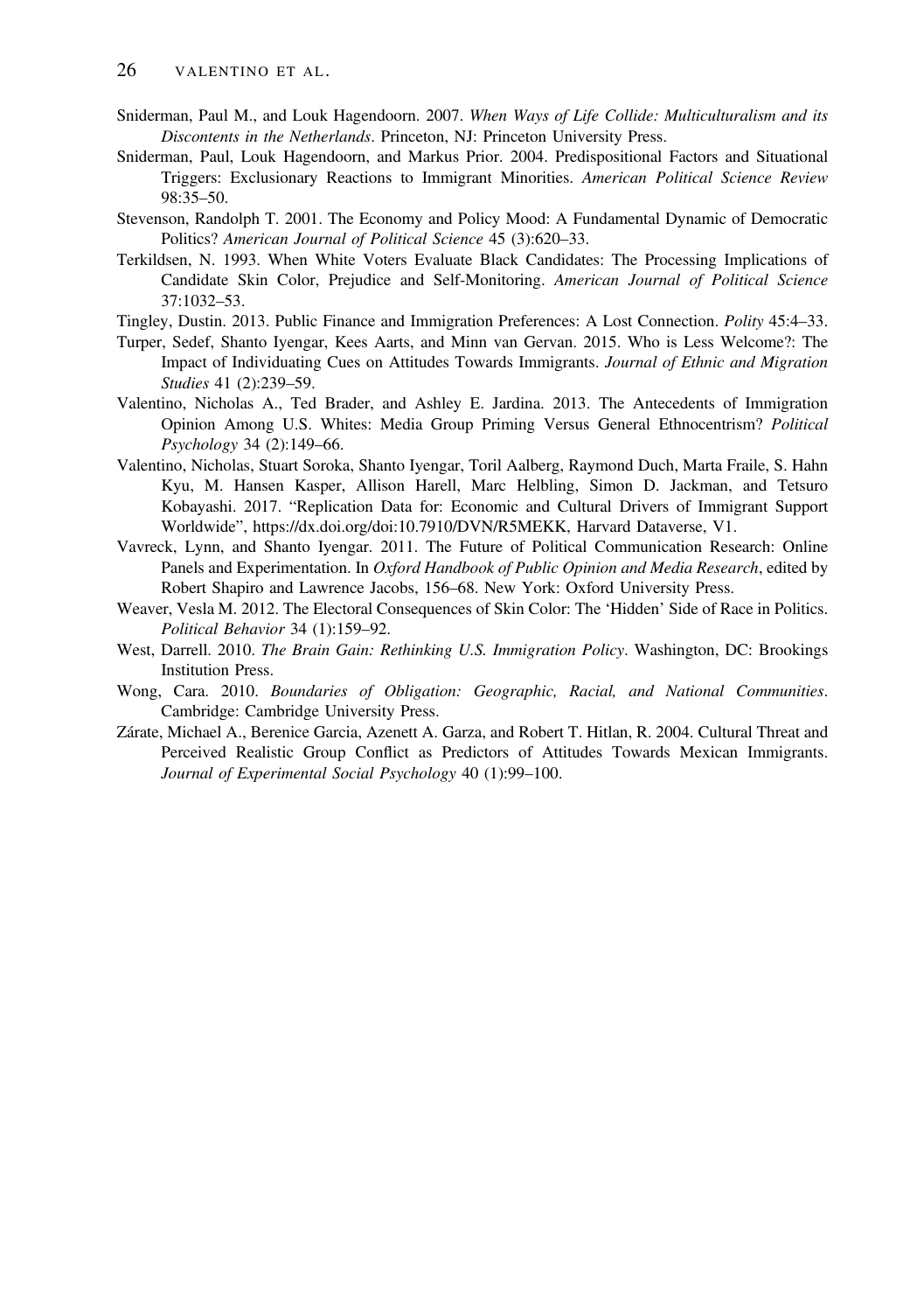Sniderman, Paul M., and Louk Hagendoorn. 2007. *When Ways of Life Collide: Multiculturalism and its Discontents in the Netherlands*. Princeton, NJ: Princeton University Press.

Sniderman, Paul, Louk Hagendoorn, and Markus Prior. 2004. Predispositional Factors and Situational Triggers: Exclusionary Reactions to Immigrant Minorities. *American Political Science Review* 98:35–50.

Stevenson, Randolph T. 2001. The Economy and Policy Mood: A Fundamental Dynamic of Democratic Politics? *American Journal of Political Science* 45 (3):620–33.

Terkildsen, N. 1993. When White Voters Evaluate Black Candidates: The Processing Implications of Candidate Skin Color, Prejudice and Self-Monitoring. *American Journal of Political Science* 37:1032–53.

Tingley, Dustin. 2013. Public Finance and Immigration Preferences: A Lost Connection. *Polity* 45:4–33.

Turper, Sedef, Shanto Iyengar, Kees Aarts, and Minn van Gervan. 2015. Who is Less Welcome?: The Impact of Individuating Cues on Attitudes Towards Immigrants. *Journal of Ethnic and Migration Studies* 41 (2):239–59.

Valentino, Nicholas A., Ted Brader, and Ashley E. Jardina. 2013. The Antecedents of Immigration Opinion Among U.S. Whites: Media Group Priming Versus General Ethnocentrism? *Political Psychology* 34 (2):149–66.

Valentino, Nicholas, Stuart Soroka, Shanto Iyengar, Toril Aalberg, Raymond Duch, Marta Fraile, S. Hahn Kyu, M. Hansen Kasper, Allison Harell, Marc Helbling, Simon D. Jackman, and Tetsuro Kobayashi. 2017. "Replication Data for: Economic and Cultural Drivers of Immigrant Support Worldwide", https://dx.doi.org/doi:10.7910/DVN/R5MEKK, Harvard Dataverse, V1.

Vavreck, Lynn, and Shanto Iyengar. 2011. The Future of Political Communication Research: Online Panels and Experimentation. In *Oxford Handbook of Public Opinion and Media Research*, edited by Robert Shapiro and Lawrence Jacobs, 156–68. New York: Oxford University Press.

Weaver, Vesla M. 2012. The Electoral Consequences of Skin Color: The 'Hidden' Side of Race in Politics. *Political Behavior* 34 (1):159–92.

West, Darrell. 2010. *The Brain Gain: Rethinking U.S. Immigration Policy*. Washington, DC: Brookings Institution Press.

Wong, Cara. 2010. *Boundaries of Obligation: Geographic, Racial, and National Communities*. Cambridge: Cambridge University Press.

Zárate, Michael A., Berenice Garcia, Azenett A. Garza, and Robert T. Hitlan, R. 2004. Cultural Threat and Perceived Realistic Group Conflict as Predictors of Attitudes Towards Mexican Immigrants. *Journal of Experimental Social Psychology* 40 (1):99–100.